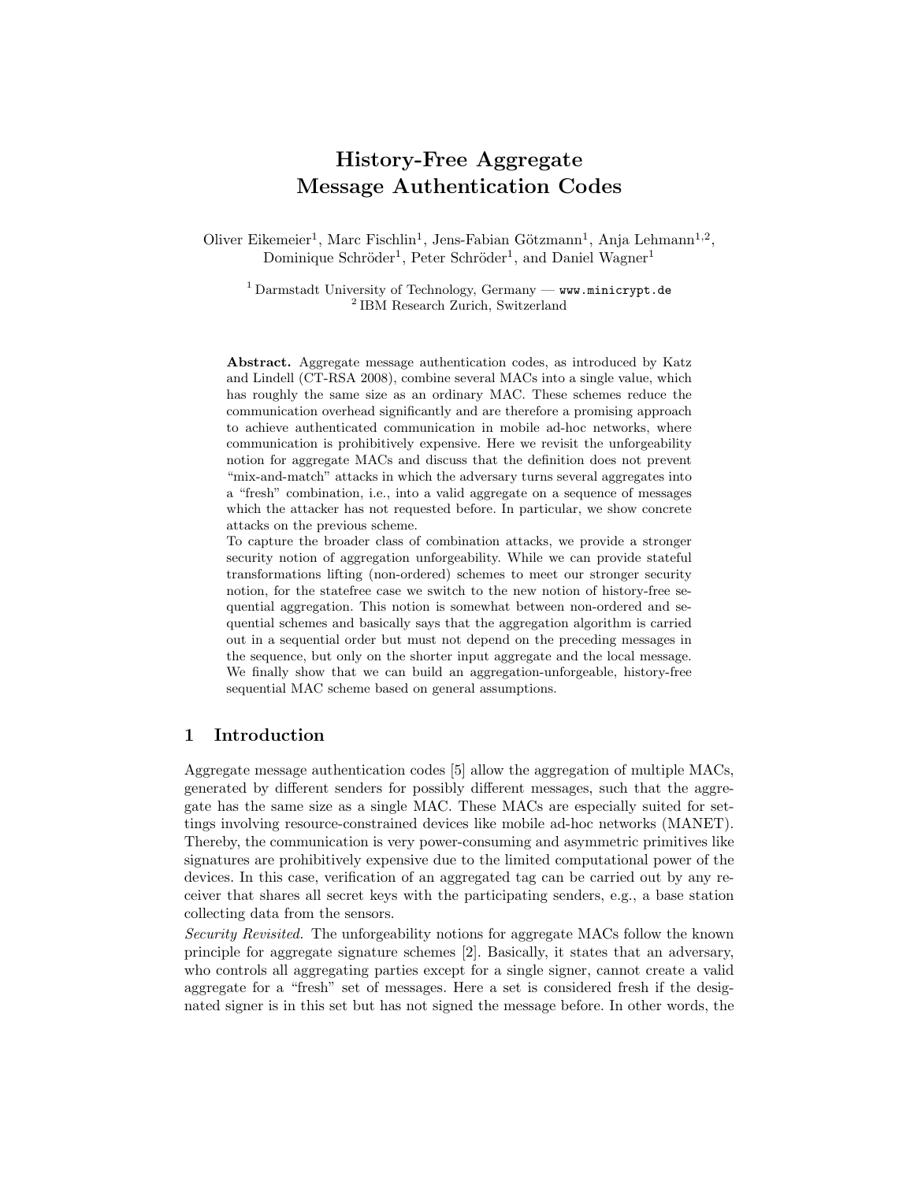# History-Free Aggregate Message Authentication Codes

Oliver Eikemeier[1], Marc Fischlin[1], Jens-Fabian Götzmann[1], Anja Lehmann[1,2], Dominique Schröder[1], Peter Schröder[1], and Daniel Wagner[1]

[1] Darmstadt University of Technology, Germany — www.minicrypt.de
[2] IBM Research Zurich, Switzerland

**Abstract.** Aggregate message authentication codes, as introduced by Katz and Lindell (CT-RSA 2008), combine several MACs into a single value, which has roughly the same size as an ordinary MAC. These schemes reduce the communication overhead significantly and are therefore a promising approach to achieve authenticated communication in mobile ad-hoc networks, where communication is prohibitively expensive. Here we revisit the unforgeability notion for aggregate MACs and discuss that the definition does not prevent "mix-and-match" attacks in which the adversary turns several aggregates into a "fresh" combination, i.e., into a valid aggregate on a sequence of messages which the attacker has not requested before. In particular, we show concrete attacks on the previous scheme.

To capture the broader class of combination attacks, we provide a stronger security notion of aggregation unforgeability. While we can provide stateful transformations lifting (non-ordered) schemes to meet our stronger security notion, for the statefree case we switch to the new notion of history-free sequential aggregation. This notion is somewhat between non-ordered and sequential schemes and basically says that the aggregation algorithm is carried out in a sequential order but must not depend on the preceding messages in the sequence, but only on the shorter input aggregate and the local message. We finally show that we can build an aggregation-unforgeable, history-free sequential MAC scheme based on general assumptions.

## 1 Introduction

Aggregate message authentication codes [5] allow the aggregation of multiple MACs, generated by different senders for possibly different messages, such that the aggregate has the same size as a single MAC. These MACs are especially suited for settings involving resource-constrained devices like mobile ad-hoc networks (MANET). Thereby, the communication is very power-consuming and asymmetric primitives like signatures are prohibitively expensive due to the limited computational power of the devices. In this case, verification of an aggregated tag can be carried out by any receiver that shares all secret keys with the participating senders, e.g., a base station collecting data from the sensors.

*Security Revisited.* The unforgeability notions for aggregate MACs follow the known principle for aggregate signature schemes [2]. Basically, it states that an adversary, who controls all aggregating parties except for a single signer, cannot create a valid aggregate for a "fresh" set of messages. Here a set is considered fresh if the designated signer is in this set but has not signed the message before. In other words, the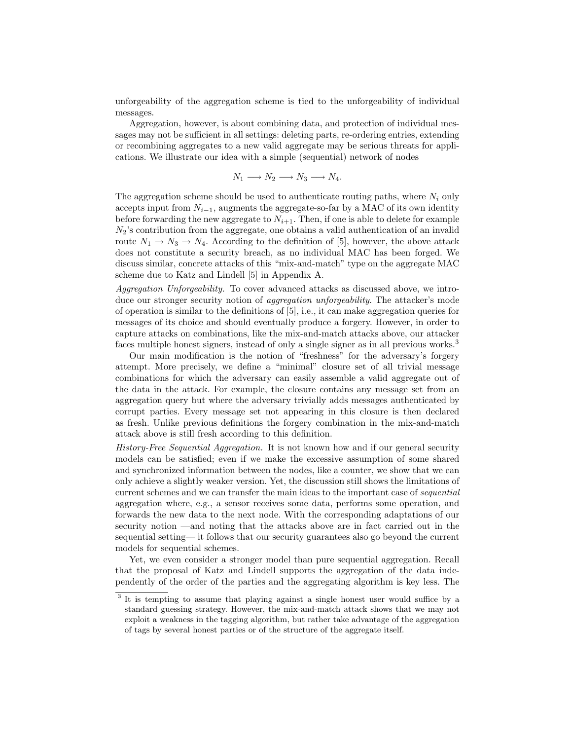unforgeability of the aggregation scheme is tied to the unforgeability of individual messages.

Aggregation, however, is about combining data, and protection of individual messages may not be sufficient in all settings: deleting parts, re-ordering entries, extending or recombining aggregates to a new valid aggregate may be serious threats for applications. We illustrate our idea with a simple (sequential) network of nodes

$$N_1 \longrightarrow N_2 \longrightarrow N_3 \longrightarrow N_4.$$

The aggregation scheme should be used to authenticate routing paths, where $N_i$ only accepts input from $N_{i-1}$, augments the aggregate-so-far by a MAC of its own identity before forwarding the new aggregate to $N_{i+1}$. Then, if one is able to delete for example $N_2$'s contribution from the aggregate, one obtains a valid authentication of an invalid route $N_1 \to N_3 \to N_4$. According to the definition of [5], however, the above attack does not constitute a security breach, as no individual MAC has been forged. We discuss similar, concrete attacks of this "mix-and-match" type on the aggregate MAC scheme due to Katz and Lindell [5] in Appendix A.

*Aggregation Unforgeability.* To cover advanced attacks as discussed above, we introduce our stronger security notion of *aggregation unforgeability*. The attacker's mode of operation is similar to the definitions of [5], i.e., it can make aggregation queries for messages of its choice and should eventually produce a forgery. However, in order to capture attacks on combinations, like the mix-and-match attacks above, our attacker faces multiple honest signers, instead of only a single signer as in all previous works.[3]

Our main modification is the notion of "freshness" for the adversary's forgery attempt. More precisely, we define a "minimal" closure set of all trivial message combinations for which the adversary can easily assemble a valid aggregate out of the data in the attack. For example, the closure contains any message set from an aggregation query but where the adversary trivially adds messages authenticated by corrupt parties. Every message set not appearing in this closure is then declared as fresh. Unlike previous definitions the forgery combination in the mix-and-match attack above is still fresh according to this definition.

*History-Free Sequential Aggregation.* It is not known how and if our general security models can be satisfied; even if we make the excessive assumption of some shared and synchronized information between the nodes, like a counter, we show that we can only achieve a slightly weaker version. Yet, the discussion still shows the limitations of current schemes and we can transfer the main ideas to the important case of *sequential* aggregation where, e.g., a sensor receives some data, performs some operation, and forwards the new data to the next node. With the corresponding adaptations of our security notion —and noting that the attacks above are in fact carried out in the sequential setting— it follows that our security guarantees also go beyond the current models for sequential schemes.

Yet, we even consider a stronger model than pure sequential aggregation. Recall that the proposal of Katz and Lindell supports the aggregation of the data independently of the order of the parties and the aggregating algorithm is key less. The

[3] It is tempting to assume that playing against a single honest user would suffice by a standard guessing strategy. However, the mix-and-match attack shows that we may not exploit a weakness in the tagging algorithm, but rather take advantage of the aggregation of tags by several honest parties or of the structure of the aggregate itself.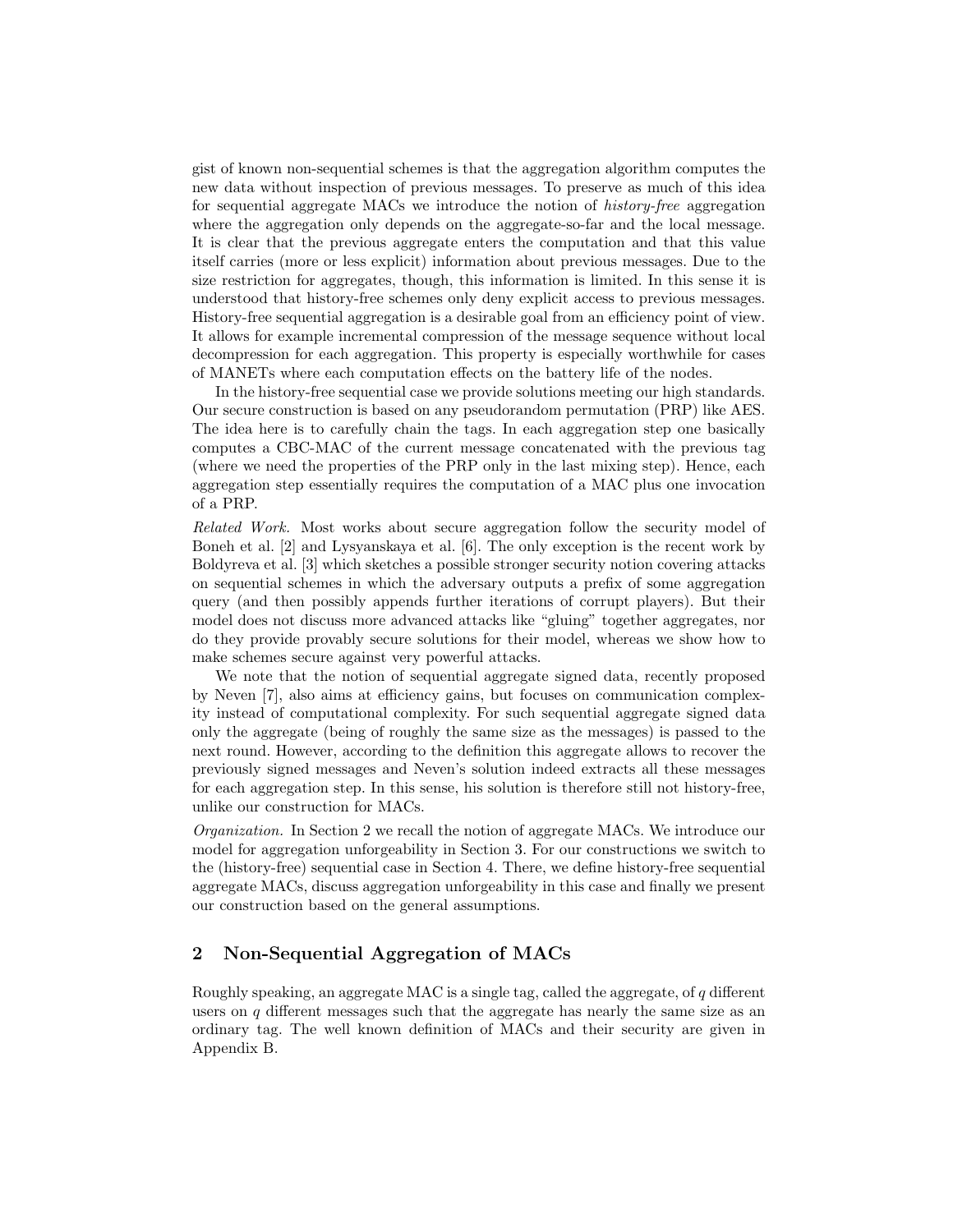gist of known non-sequential schemes is that the aggregation algorithm computes the new data without inspection of previous messages. To preserve as much of this idea for sequential aggregate MACs we introduce the notion of *history-free* aggregation where the aggregation only depends on the aggregate-so-far and the local message. It is clear that the previous aggregate enters the computation and that this value itself carries (more or less explicit) information about previous messages. Due to the size restriction for aggregates, though, this information is limited. In this sense it is understood that history-free schemes only deny explicit access to previous messages. History-free sequential aggregation is a desirable goal from an efficiency point of view. It allows for example incremental compression of the message sequence without local decompression for each aggregation. This property is especially worthwhile for cases of MANETs where each computation effects on the battery life of the nodes.

In the history-free sequential case we provide solutions meeting our high standards. Our secure construction is based on any pseudorandom permutation (PRP) like AES. The idea here is to carefully chain the tags. In each aggregation step one basically computes a CBC-MAC of the current message concatenated with the previous tag (where we need the properties of the PRP only in the last mixing step). Hence, each aggregation step essentially requires the computation of a MAC plus one invocation of a PRP.

*Related Work.* Most works about secure aggregation follow the security model of Boneh et al. [2] and Lysyanskaya et al. [6]. The only exception is the recent work by Boldyreva et al. [3] which sketches a possible stronger security notion covering attacks on sequential schemes in which the adversary outputs a prefix of some aggregation query (and then possibly appends further iterations of corrupt players). But their model does not discuss more advanced attacks like "gluing" together aggregates, nor do they provide provably secure solutions for their model, whereas we show how to make schemes secure against very powerful attacks.

We note that the notion of sequential aggregate signed data, recently proposed by Neven [7], also aims at efficiency gains, but focuses on communication complexity instead of computational complexity. For such sequential aggregate signed data only the aggregate (being of roughly the same size as the messages) is passed to the next round. However, according to the definition this aggregate allows to recover the previously signed messages and Neven's solution indeed extracts all these messages for each aggregation step. In this sense, his solution is therefore still not history-free, unlike our construction for MACs.

*Organization.* In Section 2 we recall the notion of aggregate MACs. We introduce our model for aggregation unforgeability in Section 3. For our constructions we switch to the (history-free) sequential case in Section 4. There, we define history-free sequential aggregate MACs, discuss aggregation unforgeability in this case and finally we present our construction based on the general assumptions.

## 2 Non-Sequential Aggregation of MACs

Roughly speaking, an aggregate MAC is a single tag, called the aggregate, of $q$ different users on $q$ different messages such that the aggregate has nearly the same size as an ordinary tag. The well known definition of MACs and their security are given in Appendix B.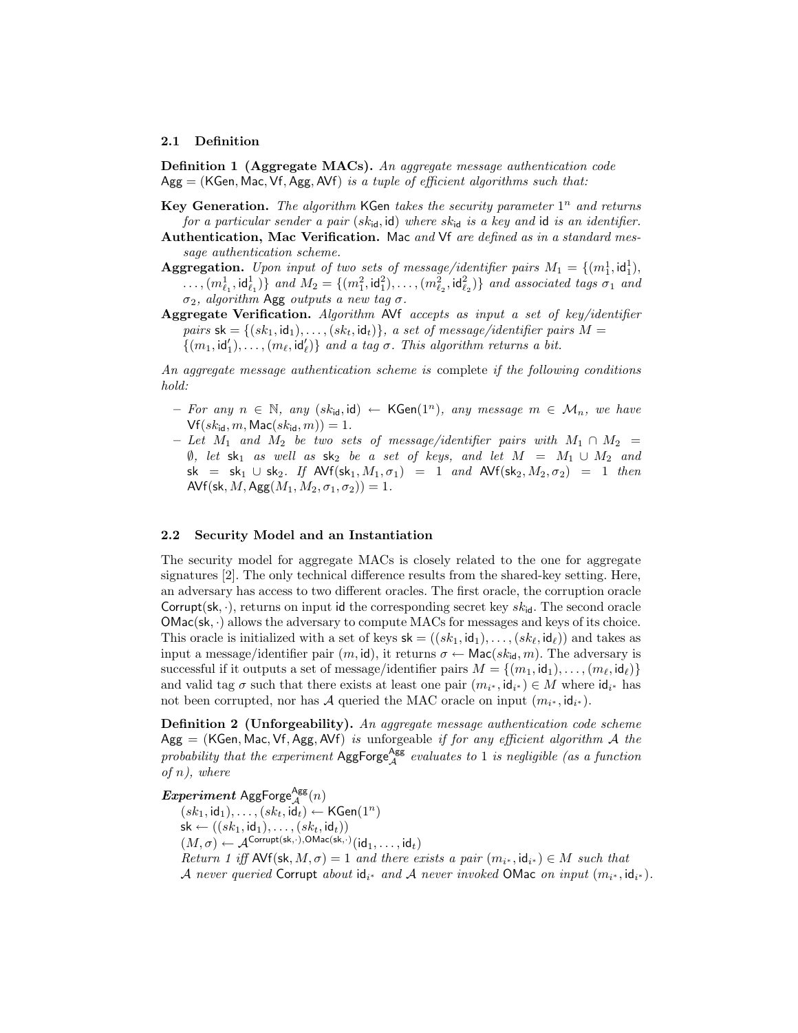### 2.1 Definition

**Definition 1 (Aggregate MACs).** *An aggregate message authentication code* $\mathsf{Agg} = (\mathsf{KGen}, \mathsf{Mac}, \mathsf{Vf}, \mathsf{Agg}, \mathsf{AVf})$ *is a tuple of efficient algorithms such that:*

**Key Generation.** *The algorithm* $\mathsf{KGen}$ *takes the security parameter* $1^n$ *and returns for a particular sender a pair* $(sk_{\mathsf{id}}, \mathsf{id})$ *where* $sk_{\mathsf{id}}$ *is a key and* $\mathsf{id}$ *is an identifier.*

**Authentication, Mac Verification.** $\mathsf{Mac}$ *and* $\mathsf{Vf}$ *are defined as in a standard message authentication scheme.*

**Aggregation.** *Upon input of two sets of message/identifier pairs* $M_1 = \{(m_1^1, \mathsf{id}_1^1), \ldots, (m_{\ell_1}^1, \mathsf{id}_{\ell_1}^1)\}$ *and* $M_2 = \{(m_1^2, \mathsf{id}_1^2), \ldots, (m_{\ell_2}^2, \mathsf{id}_{\ell_2}^2)\}$ *and associated tags* $\sigma_1$ *and* $\sigma_2$*, algorithm* $\mathsf{Agg}$ *outputs a new tag* $\sigma$*.*

**Aggregate Verification.** *Algorithm* $\mathsf{AVf}$ *accepts as input a set of key/identifier pairs* $\mathsf{sk} = \{(sk_1, \mathsf{id}_1), \ldots, (sk_t, \mathsf{id}_t)\}$*, a set of message/identifier pairs* $M = \{(m_1, \mathsf{id}_1'), \ldots, (m_\ell, \mathsf{id}_\ell')\}$ *and a tag* $\sigma$*. This algorithm returns a bit.*

*An aggregate message authentication scheme is* complete *if the following conditions hold:*

- *For any* $n \in \mathbb{N}$*, any* $(sk_{\mathsf{id}}, \mathsf{id}) \leftarrow \mathsf{KGen}(1^n)$*, any message* $m \in \mathcal{M}_n$*, we have* $\mathsf{Vf}(sk_{\mathsf{id}}, m, \mathsf{Mac}(sk_{\mathsf{id}}, m)) = 1$*.*
- *Let* $M_1$ *and* $M_2$ *be two sets of message/identifier pairs with* $M_1 \cap M_2 = \emptyset$*, let* $\mathsf{sk}_1$ *as well as* $\mathsf{sk}_2$ *be a set of keys, and let* $M = M_1 \cup M_2$ *and* $\mathsf{sk} = \mathsf{sk}_1 \cup \mathsf{sk}_2$*. If* $\mathsf{AVf}(\mathsf{sk}_1, M_1, \sigma_1) = 1$ *and* $\mathsf{AVf}(\mathsf{sk}_2, M_2, \sigma_2) = 1$ *then* $\mathsf{AVf}(\mathsf{sk}, M, \mathsf{Agg}(M_1, M_2, \sigma_1, \sigma_2)) = 1$*.*

### 2.2 Security Model and an Instantiation

The security model for aggregate MACs is closely related to the one for aggregate signatures [2]. The only technical difference results from the shared-key setting. Here, an adversary has access to two different oracles. The first oracle, the corruption oracle $\mathsf{Corrupt}(\mathsf{sk}, \cdot)$, returns on input $\mathsf{id}$ the corresponding secret key $sk_{\mathsf{id}}$. The second oracle $\mathsf{OMac}(\mathsf{sk}, \cdot)$ allows the adversary to compute MACs for messages and keys of its choice. This oracle is initialized with a set of keys $\mathsf{sk} = ((sk_1, \mathsf{id}_1), \ldots, (sk_\ell, \mathsf{id}_\ell))$ and takes as input a message/identifier pair $(m, \mathsf{id})$, it returns $\sigma \leftarrow \mathsf{Mac}(sk_{\mathsf{id}}, m)$. The adversary is successful if it outputs a set of message/identifier pairs $M = \{(m_1, \mathsf{id}_1), \ldots, (m_\ell, \mathsf{id}_\ell)\}$ and valid tag $\sigma$ such that there exists at least one pair $(m_{i^*}, \mathsf{id}_{i^*}) \in M$ where $\mathsf{id}_{i^*}$ has not been corrupted, nor has $\mathcal{A}$ queried the MAC oracle on input $(m_{i^*}, \mathsf{id}_{i^*})$.

**Definition 2 (Unforgeability).** *An aggregate message authentication code scheme* $\mathsf{Agg} = (\mathsf{KGen}, \mathsf{Mac}, \mathsf{Vf}, \mathsf{Agg}, \mathsf{AVf})$ *is* unforgeable *if for any efficient algorithm* $\mathcal{A}$ *the probability that the experiment* $\mathsf{AggForge}_{\mathcal{A}}^{\mathsf{Agg}}$ *evaluates to 1 is negligible (as a function of* $n$*), where*

***Experiment*** $\mathsf{AggForge}_{\mathcal{A}}^{\mathsf{Agg}}(n)$
$(sk_1, \mathsf{id}_1), \ldots, (sk_t, \mathsf{id}_t) \leftarrow \mathsf{KGen}(1^n)$
$\mathsf{sk} \leftarrow ((sk_1, \mathsf{id}_1), \ldots, (sk_t, \mathsf{id}_t))$
$(M, \sigma) \leftarrow \mathcal{A}^{\mathsf{Corrupt}(\mathsf{sk}, \cdot), \mathsf{OMac}(\mathsf{sk}, \cdot)}(\mathsf{id}_1, \ldots, \mathsf{id}_t)$
*Return 1 iff* $\mathsf{AVf}(\mathsf{sk}, M, \sigma) = 1$ *and there exists a pair* $(m_{i^*}, \mathsf{id}_{i^*}) \in M$ *such that* $\mathcal{A}$ *never queried* $\mathsf{Corrupt}$ *about* $\mathsf{id}_{i^*}$ *and* $\mathcal{A}$ *never invoked* $\mathsf{OMac}$ *on input* $(m_{i^*}, \mathsf{id}_{i^*})$*.*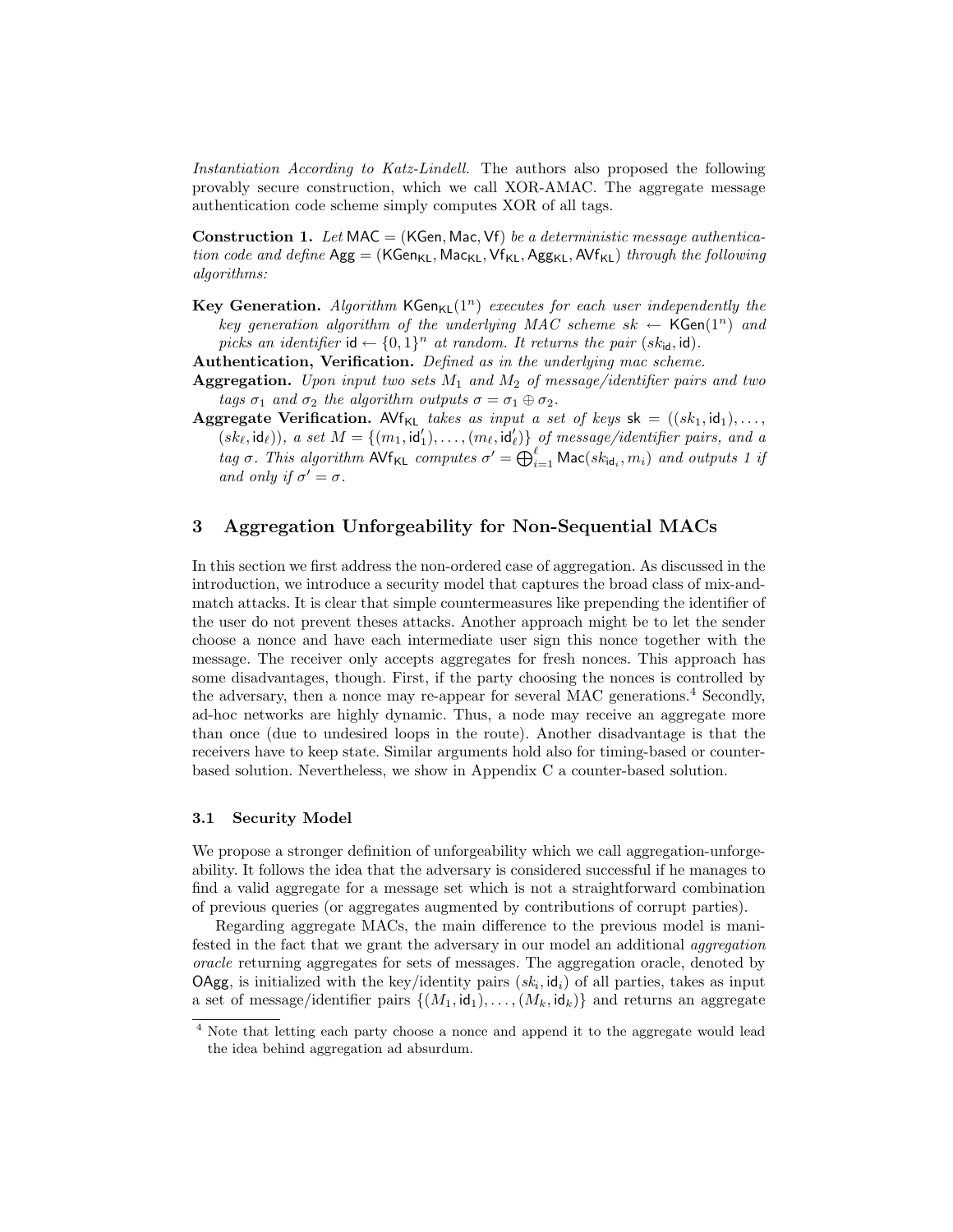*Instantiation According to Katz-Lindell.* The authors also proposed the following provably secure construction, which we call XOR-AMAC. The aggregate message authentication code scheme simply computes XOR of all tags.

**Construction 1.** *Let* $\mathsf{MAC} = (\mathsf{KGen}, \mathsf{Mac}, \mathsf{Vf})$ *be a deterministic message authentication code and define* $\mathsf{Agg} = (\mathsf{KGen}_{\mathsf{KL}}, \mathsf{Mac}_{\mathsf{KL}}, \mathsf{Vf}_{\mathsf{KL}}, \mathsf{Agg}_{\mathsf{KL}}, \mathsf{AVf}_{\mathsf{KL}})$ *through the following algorithms:*

**Key Generation.** *Algorithm* $\mathsf{KGen}_{\mathsf{KL}}(1^n)$ *executes for each user independently the key generation algorithm of the underlying MAC scheme* $sk \leftarrow \mathsf{KGen}(1^n)$ *and picks an identifier* $\mathsf{id} \leftarrow \{0,1\}^n$ *at random. It returns the pair* $(sk_{\mathsf{id}}, \mathsf{id})$.

**Authentication, Verification.** *Defined as in the underlying mac scheme.*

**Aggregation.** *Upon input two sets* $M_1$ *and* $M_2$ *of message/identifier pairs and two tags* $\sigma_1$ *and* $\sigma_2$ *the algorithm outputs* $\sigma = \sigma_1 \oplus \sigma_2$.

**Aggregate Verification.** $\mathsf{AVf}_{\mathsf{KL}}$ *takes as input a set of keys* $\mathsf{sk} = ((sk_1, \mathsf{id}_1), \ldots, (sk_\ell, \mathsf{id}_\ell))$*, a set* $M = \{(m_1, \mathsf{id}'_1), \ldots, (m_\ell, \mathsf{id}'_\ell)\}$ *of message/identifier pairs, and a tag* $\sigma$*. This algorithm* $\mathsf{AVf}_{\mathsf{KL}}$ *computes* $\sigma' = \bigoplus_{i=1}^{\ell} \mathsf{Mac}(sk_{\mathsf{id}_i}, m_i)$ *and outputs 1 if and only if* $\sigma' = \sigma$.

## 3 Aggregation Unforgeability for Non-Sequential MACs

In this section we first address the non-ordered case of aggregation. As discussed in the introduction, we introduce a security model that captures the broad class of mix-and-match attacks. It is clear that simple countermeasures like prepending the identifier of the user do not prevent theses attacks. Another approach might be to let the sender choose a nonce and have each intermediate user sign this nonce together with the message. The receiver only accepts aggregates for fresh nonces. This approach has some disadvantages, though. First, if the party choosing the nonces is controlled by the adversary, then a nonce may re-appear for several MAC generations.[4] Secondly, ad-hoc networks are highly dynamic. Thus, a node may receive an aggregate more than once (due to undesired loops in the route). Another disadvantage is that the receivers have to keep state. Similar arguments hold also for timing-based or counter-based solution. Nevertheless, we show in Appendix C a counter-based solution.

### 3.1 Security Model

We propose a stronger definition of unforgeability which we call aggregation-unforgeability. It follows the idea that the adversary is considered successful if he manages to find a valid aggregate for a message set which is not a straightforward combination of previous queries (or aggregates augmented by contributions of corrupt parties).

Regarding aggregate MACs, the main difference to the previous model is manifested in the fact that we grant the adversary in our model an additional *aggregation oracle* returning aggregates for sets of messages. The aggregation oracle, denoted by $\mathsf{OAgg}$, is initialized with the key/identity pairs $(sk_i, \mathsf{id}_i)$ of all parties, takes as input a set of message/identifier pairs $\{(M_1, \mathsf{id}_1), \ldots, (M_k, \mathsf{id}_k)\}$ and returns an aggregate

[4] Note that letting each party choose a nonce and append it to the aggregate would lead the idea behind aggregation ad absurdum.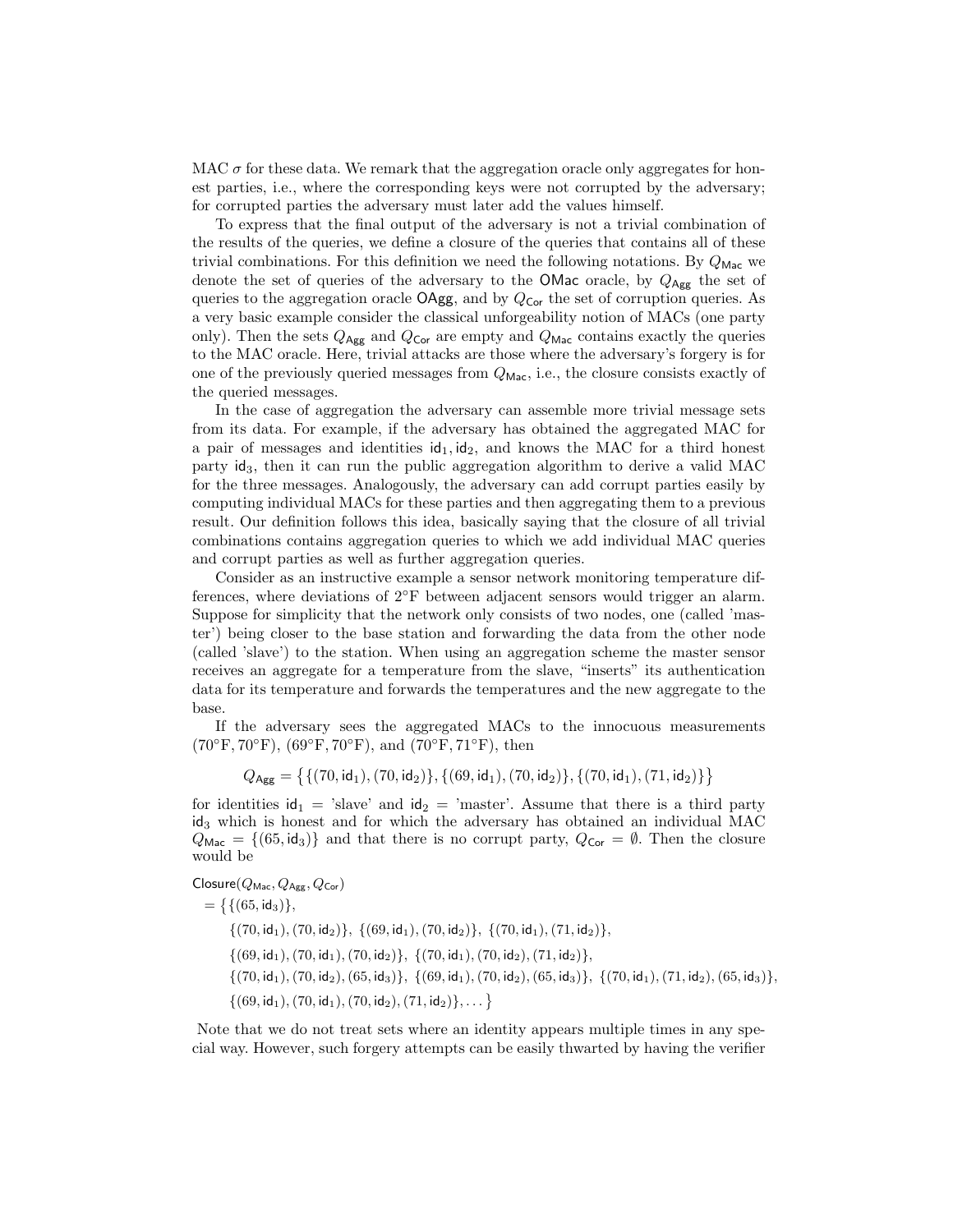MAC $\sigma$ for these data. We remark that the aggregation oracle only aggregates for honest parties, i.e., where the corresponding keys were not corrupted by the adversary; for corrupted parties the adversary must later add the values himself.

To express that the final output of the adversary is not a trivial combination of the results of the queries, we define a closure of the queries that contains all of these trivial combinations. For this definition we need the following notations. By $Q_{\mathsf{Mac}}$ we denote the set of queries of the adversary to the $\mathsf{OMac}$ oracle, by $Q_{\mathsf{Agg}}$ the set of queries to the aggregation oracle $\mathsf{OAgg}$, and by $Q_{\mathsf{Cor}}$ the set of corruption queries. As a very basic example consider the classical unforgeability notion of MACs (one party only). Then the sets $Q_{\mathsf{Agg}}$ and $Q_{\mathsf{Cor}}$ are empty and $Q_{\mathsf{Mac}}$ contains exactly the queries to the MAC oracle. Here, trivial attacks are those where the adversary's forgery is for one of the previously queried messages from $Q_{\mathsf{Mac}}$, i.e., the closure consists exactly of the queried messages.

In the case of aggregation the adversary can assemble more trivial message sets from its data. For example, if the adversary has obtained the aggregated MAC for a pair of messages and identities $\mathsf{id}_1, \mathsf{id}_2$, and knows the MAC for a third honest party $\mathsf{id}_3$, then it can run the public aggregation algorithm to derive a valid MAC for the three messages. Analogously, the adversary can add corrupt parties easily by computing individual MACs for these parties and then aggregating them to a previous result. Our definition follows this idea, basically saying that the closure of all trivial combinations contains aggregation queries to which we add individual MAC queries and corrupt parties as well as further aggregation queries.

Consider as an instructive example a sensor network monitoring temperature differences, where deviations of 2°F between adjacent sensors would trigger an alarm. Suppose for simplicity that the network only consists of two nodes, one (called 'master') being closer to the base station and forwarding the data from the other node (called 'slave') to the station. When using an aggregation scheme the master sensor receives an aggregate for a temperature from the slave, "inserts" its authentication data for its temperature and forwards the temperatures and the new aggregate to the base.

If the adversary sees the aggregated MACs to the innocuous measurements (70°F, 70°F), (69°F, 70°F), and (70°F, 71°F), then

$$Q_{\mathsf{Agg}} = \big\{\{(70,\mathsf{id}_1),(70,\mathsf{id}_2)\},\{(69,\mathsf{id}_1),(70,\mathsf{id}_2)\},\{(70,\mathsf{id}_1),(71,\mathsf{id}_2)\}\big\}$$

for identities $\mathsf{id}_1$ = 'slave' and $\mathsf{id}_2$ = 'master'. Assume that there is a third party $\mathsf{id}_3$ which is honest and for which the adversary has obtained an individual MAC $Q_{\mathsf{Mac}} = \{(65,\mathsf{id}_3)\}$ and that there is no corrupt party, $Q_{\mathsf{Cor}} = \emptyset$. Then the closure would be

$$\begin{aligned}
&\mathsf{Closure}(Q_{\mathsf{Mac}}, Q_{\mathsf{Agg}}, Q_{\mathsf{Cor}}) \\
&= \big\{\{(65,\mathsf{id}_3)\}, \\
&\quad \{(70,\mathsf{id}_1),(70,\mathsf{id}_2)\},\ \{(69,\mathsf{id}_1),(70,\mathsf{id}_2)\},\ \{(70,\mathsf{id}_1),(71,\mathsf{id}_2)\}, \\
&\quad \{(69,\mathsf{id}_1),(70,\mathsf{id}_1),(70,\mathsf{id}_2)\},\ \{(70,\mathsf{id}_1),(70,\mathsf{id}_2),(71,\mathsf{id}_2)\}, \\
&\quad \{(70,\mathsf{id}_1),(70,\mathsf{id}_2),(65,\mathsf{id}_3)\},\ \{(69,\mathsf{id}_1),(70,\mathsf{id}_2),(65,\mathsf{id}_3)\},\ \{(70,\mathsf{id}_1),(71,\mathsf{id}_2),(65,\mathsf{id}_3)\}, \\
&\quad \{(69,\mathsf{id}_1),(70,\mathsf{id}_1),(70,\mathsf{id}_2),(71,\mathsf{id}_2)\},\dots\big\}
\end{aligned}$$

Note that we do not treat sets where an identity appears multiple times in any special way. However, such forgery attempts can be easily thwarted by having the verifier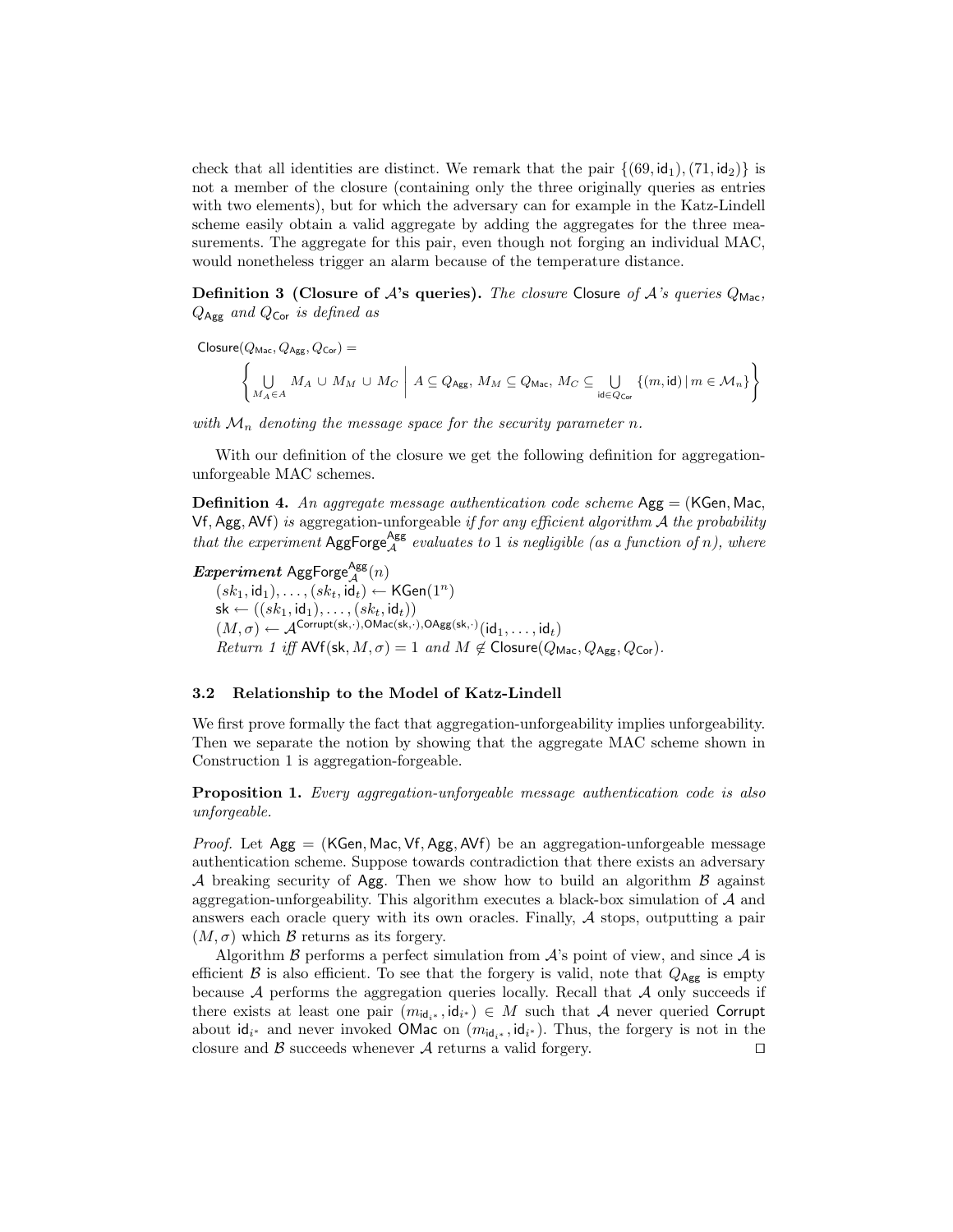check that all identities are distinct. We remark that the pair $\{(69, \mathsf{id}_1), (71, \mathsf{id}_2)\}$ is not a member of the closure (containing only the three originally queries as entries with two elements), but for which the adversary can for example in the Katz-Lindell scheme easily obtain a valid aggregate by adding the aggregates for the three measurements. The aggregate for this pair, even though not forging an individual MAC, would nonetheless trigger an alarm because of the temperature distance.

**Definition 3 (Closure of $\mathcal{A}$'s queries).** *The closure* Closure *of $\mathcal{A}$'s queries $Q_{\mathsf{Mac}}$, $Q_{\mathsf{Agg}}$ and $Q_{\mathsf{Cor}}$ is defined as*

$$\mathsf{Closure}(Q_{\mathsf{Mac}}, Q_{\mathsf{Agg}}, Q_{\mathsf{Cor}}) = \left\{ \bigcup_{M_A \in A} M_A \cup M_M \cup M_C \;\middle|\; A \subseteq Q_{\mathsf{Agg}},\, M_M \subseteq Q_{\mathsf{Mac}},\, M_C \subseteq \bigcup_{\mathsf{id} \in Q_{\mathsf{Cor}}} \{(m, \mathsf{id}) \,|\, m \in \mathcal{M}_n\} \right\}$$

*with $\mathcal{M}_n$ denoting the message space for the security parameter $n$.*

With our definition of the closure we get the following definition for aggregation-unforgeable MAC schemes.

**Definition 4.** *An aggregate message authentication code scheme* $\mathsf{Agg} = (\mathsf{KGen}, \mathsf{Mac}, \mathsf{Vf}, \mathsf{Agg}, \mathsf{AVf})$ *is* aggregation-unforgeable *if for any efficient algorithm $\mathcal{A}$ the probability that the experiment $\mathsf{AggForge}_{\mathcal{A}}^{\mathsf{Agg}}$ evaluates to 1 is negligible (as a function of $n$), where*

***Experiment*** $\mathsf{AggForge}_{\mathcal{A}}^{\mathsf{Agg}}(n)$
$(sk_1, \mathsf{id}_1), \ldots, (sk_t, \mathsf{id}_t) \leftarrow \mathsf{KGen}(1^n)$
$\mathsf{sk} \leftarrow ((sk_1, \mathsf{id}_1), \ldots, (sk_t, \mathsf{id}_t))$
$(M, \sigma) \leftarrow \mathcal{A}^{\mathsf{Corrupt}(\mathsf{sk},\cdot), \mathsf{OMac}(\mathsf{sk},\cdot), \mathsf{OAgg}(\mathsf{sk},\cdot)}(\mathsf{id}_1, \ldots, \mathsf{id}_t)$
*Return 1 iff* $\mathsf{AVf}(\mathsf{sk}, M, \sigma) = 1$ *and* $M \notin \mathsf{Closure}(Q_{\mathsf{Mac}}, Q_{\mathsf{Agg}}, Q_{\mathsf{Cor}})$.

### 3.2 Relationship to the Model of Katz-Lindell

We first prove formally the fact that aggregation-unforgeability implies unforgeability. Then we separate the notion by showing that the aggregate MAC scheme shown in Construction 1 is aggregation-forgeable.

**Proposition 1.** *Every aggregation-unforgeable message authentication code is also unforgeable.*

*Proof.* Let $\mathsf{Agg} = (\mathsf{KGen}, \mathsf{Mac}, \mathsf{Vf}, \mathsf{Agg}, \mathsf{AVf})$ be an aggregation-unforgeable message authentication scheme. Suppose towards contradiction that there exists an adversary $\mathcal{A}$ breaking security of $\mathsf{Agg}$. Then we show how to build an algorithm $\mathcal{B}$ against aggregation-unforgeability. This algorithm executes a black-box simulation of $\mathcal{A}$ and answers each oracle query with its own oracles. Finally, $\mathcal{A}$ stops, outputting a pair $(M, \sigma)$ which $\mathcal{B}$ returns as its forgery.

Algorithm $\mathcal{B}$ performs a perfect simulation from $\mathcal{A}$'s point of view, and since $\mathcal{A}$ is efficient $\mathcal{B}$ is also efficient. To see that the forgery is valid, note that $Q_{\mathsf{Agg}}$ is empty because $\mathcal{A}$ performs the aggregation queries locally. Recall that $\mathcal{A}$ only succeeds if there exists at least one pair $(m_{\mathsf{id}_{i^*}}, \mathsf{id}_{i^*}) \in M$ such that $\mathcal{A}$ never queried Corrupt about $\mathsf{id}_{i^*}$ and never invoked OMac on $(m_{\mathsf{id}_{i^*}}, \mathsf{id}_{i^*})$. Thus, the forgery is not in the closure and $\mathcal{B}$ succeeds whenever $\mathcal{A}$ returns a valid forgery. $\square$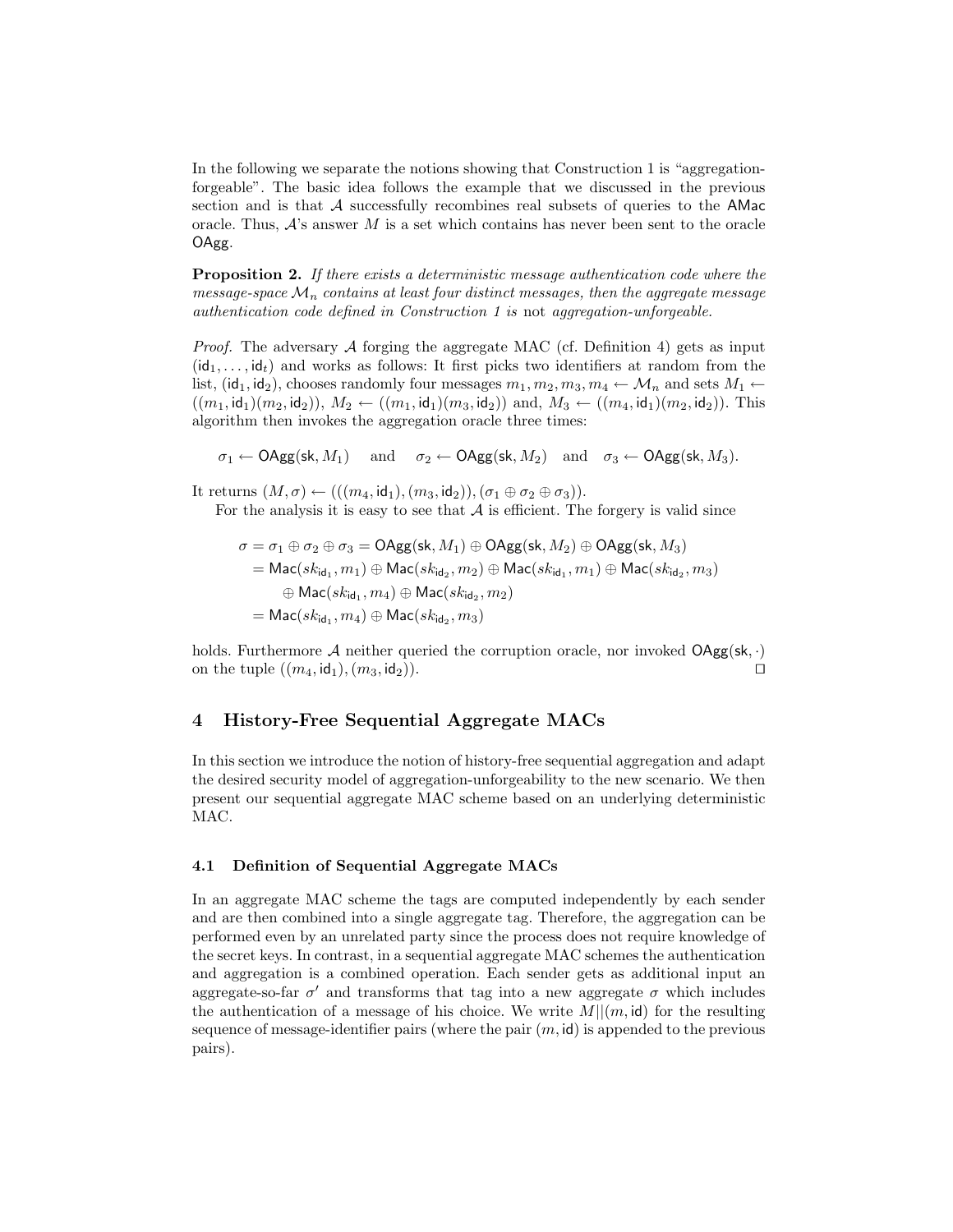In the following we separate the notions showing that Construction 1 is "aggregation-forgeable". The basic idea follows the example that we discussed in the previous section and is that $\mathcal{A}$ successfully recombines real subsets of queries to the $\mathsf{AMac}$ oracle. Thus, $\mathcal{A}$'s answer $M$ is a set which contains has never been sent to the oracle $\mathsf{OAgg}$.

**Proposition 2.** *If there exists a deterministic message authentication code where the message-space $\mathcal{M}_n$ contains at least four distinct messages, then the aggregate message authentication code defined in Construction 1 is* not *aggregation-unforgeable.*

*Proof.* The adversary $\mathcal{A}$ forging the aggregate MAC (cf. Definition 4) gets as input $(\mathsf{id}_1, \ldots, \mathsf{id}_t)$ and works as follows: It first picks two identifiers at random from the list, $(\mathsf{id}_1, \mathsf{id}_2)$, chooses randomly four messages $m_1, m_2, m_3, m_4 \leftarrow \mathcal{M}_n$ and sets $M_1 \leftarrow ((m_1, \mathsf{id}_1)(m_2, \mathsf{id}_2))$, $M_2 \leftarrow ((m_1, \mathsf{id}_1)(m_3, \mathsf{id}_2))$ and, $M_3 \leftarrow ((m_4, \mathsf{id}_1)(m_2, \mathsf{id}_2))$. This algorithm then invokes the aggregation oracle three times:

$$\sigma_1 \leftarrow \mathsf{OAgg}(\mathsf{sk}, M_1) \quad \text{and} \quad \sigma_2 \leftarrow \mathsf{OAgg}(\mathsf{sk}, M_2) \quad \text{and} \quad \sigma_3 \leftarrow \mathsf{OAgg}(\mathsf{sk}, M_3).$$

It returns $(M, \sigma) \leftarrow (((m_4, \mathsf{id}_1), (m_3, \mathsf{id}_2)), (\sigma_1 \oplus \sigma_2 \oplus \sigma_3))$.

For the analysis it is easy to see that $\mathcal{A}$ is efficient. The forgery is valid since

$$\begin{aligned}
\sigma = \sigma_1 \oplus \sigma_2 \oplus \sigma_3 &= \mathsf{OAgg}(\mathsf{sk}, M_1) \oplus \mathsf{OAgg}(\mathsf{sk}, M_2) \oplus \mathsf{OAgg}(\mathsf{sk}, M_3) \\
&= \mathsf{Mac}(sk_{\mathsf{id}_1}, m_1) \oplus \mathsf{Mac}(sk_{\mathsf{id}_2}, m_2) \oplus \mathsf{Mac}(sk_{\mathsf{id}_1}, m_1) \oplus \mathsf{Mac}(sk_{\mathsf{id}_2}, m_3) \\
&\quad \oplus \mathsf{Mac}(sk_{\mathsf{id}_1}, m_4) \oplus \mathsf{Mac}(sk_{\mathsf{id}_2}, m_2) \\
&= \mathsf{Mac}(sk_{\mathsf{id}_1}, m_4) \oplus \mathsf{Mac}(sk_{\mathsf{id}_2}, m_3)
\end{aligned}$$

holds. Furthermore $\mathcal{A}$ neither queried the corruption oracle, nor invoked $\mathsf{OAgg}(\mathsf{sk}, \cdot)$ on the tuple $((m_4, \mathsf{id}_1), (m_3, \mathsf{id}_2))$. □

## 4 History-Free Sequential Aggregate MACs

In this section we introduce the notion of history-free sequential aggregation and adapt the desired security model of aggregation-unforgeability to the new scenario. We then present our sequential aggregate MAC scheme based on an underlying deterministic MAC.

### 4.1 Definition of Sequential Aggregate MACs

In an aggregate MAC scheme the tags are computed independently by each sender and are then combined into a single aggregate tag. Therefore, the aggregation can be performed even by an unrelated party since the process does not require knowledge of the secret keys. In contrast, in a sequential aggregate MAC schemes the authentication and aggregation is a combined operation. Each sender gets as additional input an aggregate-so-far $\sigma'$ and transforms that tag into a new aggregate $\sigma$ which includes the authentication of a message of his choice. We write $M||(m, \mathsf{id})$ for the resulting sequence of message-identifier pairs (where the pair $(m, \mathsf{id})$ is appended to the previous pairs).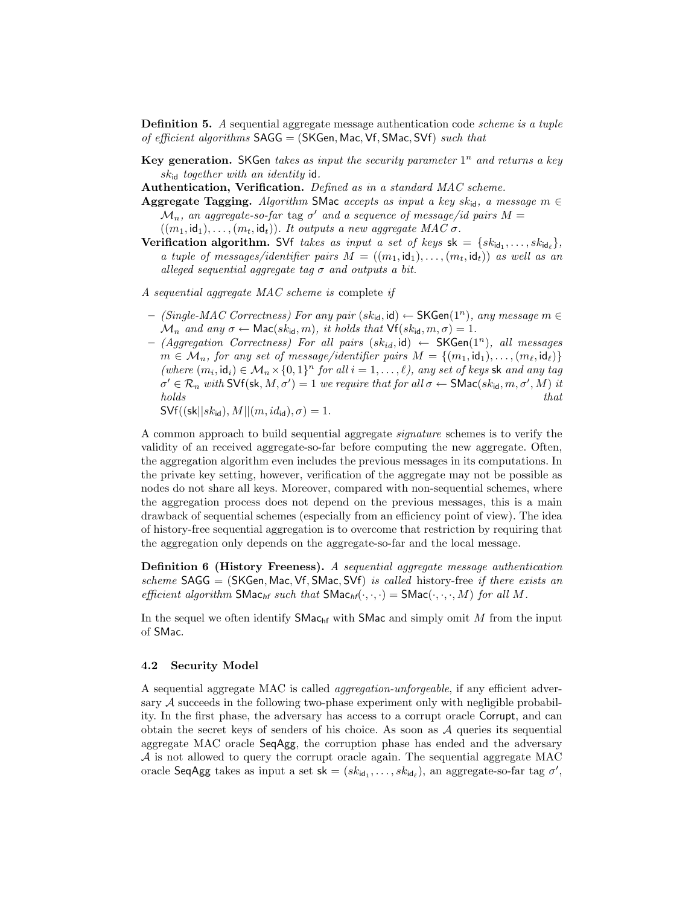**Definition 5.** *A* sequential aggregate message authentication code *scheme is a tuple of efficient algorithms* $\mathsf{SAGG} = (\mathsf{SKGen}, \mathsf{Mac}, \mathsf{Vf}, \mathsf{SMac}, \mathsf{SVf})$ *such that*

**Key generation.** $\mathsf{SKGen}$ *takes as input the security parameter* $1^n$ *and returns a key* $sk_{\mathsf{id}}$ *together with an identity* $\mathsf{id}$.

**Authentication, Verification.** *Defined as in a standard MAC scheme.*

**Aggregate Tagging.** *Algorithm* $\mathsf{SMac}$ *accepts as input a key* $sk_{\mathsf{id}}$*, a message* $m \in \mathcal{M}_n$*, an aggregate-so-far tag* $\sigma'$ *and a sequence of message/id pairs* $M = ((m_1, \mathsf{id}_1), \ldots, (m_t, \mathsf{id}_t))$*. It outputs a new aggregate MAC* $\sigma$.

**Verification algorithm.** $\mathsf{SVf}$ *takes as input a set of keys* $\mathsf{sk} = \{sk_{\mathsf{id}_1}, \ldots, sk_{\mathsf{id}_\ell}\}$*, a tuple of messages/identifier pairs* $M = ((m_1, \mathsf{id}_1), \ldots, (m_t, \mathsf{id}_t))$ *as well as an alleged sequential aggregate tag* $\sigma$ *and outputs a bit.*

*A sequential aggregate MAC scheme is* complete *if*

- *(Single-MAC Correctness) For any pair* $(sk_{\mathsf{id}}, \mathsf{id}) \leftarrow \mathsf{SKGen}(1^n)$*, any message* $m \in \mathcal{M}_n$ *and any* $\sigma \leftarrow \mathsf{Mac}(sk_{\mathsf{id}}, m)$*, it holds that* $\mathsf{Vf}(sk_{\mathsf{id}}, m, \sigma) = 1$.
- *(Aggregation Correctness) For all pairs* $(sk_{id}, \mathsf{id}) \leftarrow \mathsf{SKGen}(1^n)$*, all messages* $m \in \mathcal{M}_n$*, for any set of message/identifier pairs* $M = \{(m_1, \mathsf{id}_1), \ldots, (m_\ell, \mathsf{id}_\ell)\}$ *(where* $(m_i, \mathsf{id}_i) \in \mathcal{M}_n \times \{0,1\}^n$ *for all* $i = 1, \ldots, \ell$*), any set of keys* $\mathsf{sk}$ *and any tag* $\sigma' \in \mathcal{R}_n$ *with* $\mathsf{SVf}(\mathsf{sk}, M, \sigma') = 1$ *we require that for all* $\sigma \leftarrow \mathsf{SMac}(sk_{\mathsf{id}}, m, \sigma', M)$ *it holds that* $\mathsf{SVf}((\mathsf{sk}||sk_{\mathsf{id}}), M||(m, id_{\mathsf{id}}), \sigma) = 1$.

A common approach to build sequential aggregate *signature* schemes is to verify the validity of an received aggregate-so-far before computing the new aggregate. Often, the aggregation algorithm even includes the previous messages in its computations. In the private key setting, however, verification of the aggregate may not be possible as nodes do not share all keys. Moreover, compared with non-sequential schemes, where the aggregation process does not depend on the previous messages, this is a main drawback of sequential schemes (especially from an efficiency point of view). The idea of history-free sequential aggregation is to overcome that restriction by requiring that the aggregation only depends on the aggregate-so-far and the local message.

**Definition 6 (History Freeness).** *A sequential aggregate message authentication scheme* $\mathsf{SAGG} = (\mathsf{SKGen}, \mathsf{Mac}, \mathsf{Vf}, \mathsf{SMac}, \mathsf{SVf})$ *is called* history-free *if there exists an efficient algorithm* $\mathsf{SMac}_{\mathsf{hf}}$ *such that* $\mathsf{SMac}_{\mathsf{hf}}(\cdot,\cdot,\cdot) = \mathsf{SMac}(\cdot,\cdot,\cdot, M)$ *for all* $M$.

In the sequel we often identify $\mathsf{SMac}_{\mathsf{hf}}$ with $\mathsf{SMac}$ and simply omit $M$ from the input of $\mathsf{SMac}$.

### 4.2 Security Model

A sequential aggregate MAC is called *aggregation-unforgeable*, if any efficient adversary $\mathcal{A}$ succeeds in the following two-phase experiment only with negligible probability. In the first phase, the adversary has access to a corrupt oracle $\mathsf{Corrupt}$, and can obtain the secret keys of senders of his choice. As soon as $\mathcal{A}$ queries its sequential aggregate MAC oracle $\mathsf{SeqAgg}$, the corruption phase has ended and the adversary $\mathcal{A}$ is not allowed to query the corrupt oracle again. The sequential aggregate MAC oracle $\mathsf{SeqAgg}$ takes as input a set $\mathsf{sk} = (sk_{\mathsf{id}_1}, \ldots, sk_{\mathsf{id}_\ell})$, an aggregate-so-far tag $\sigma'$,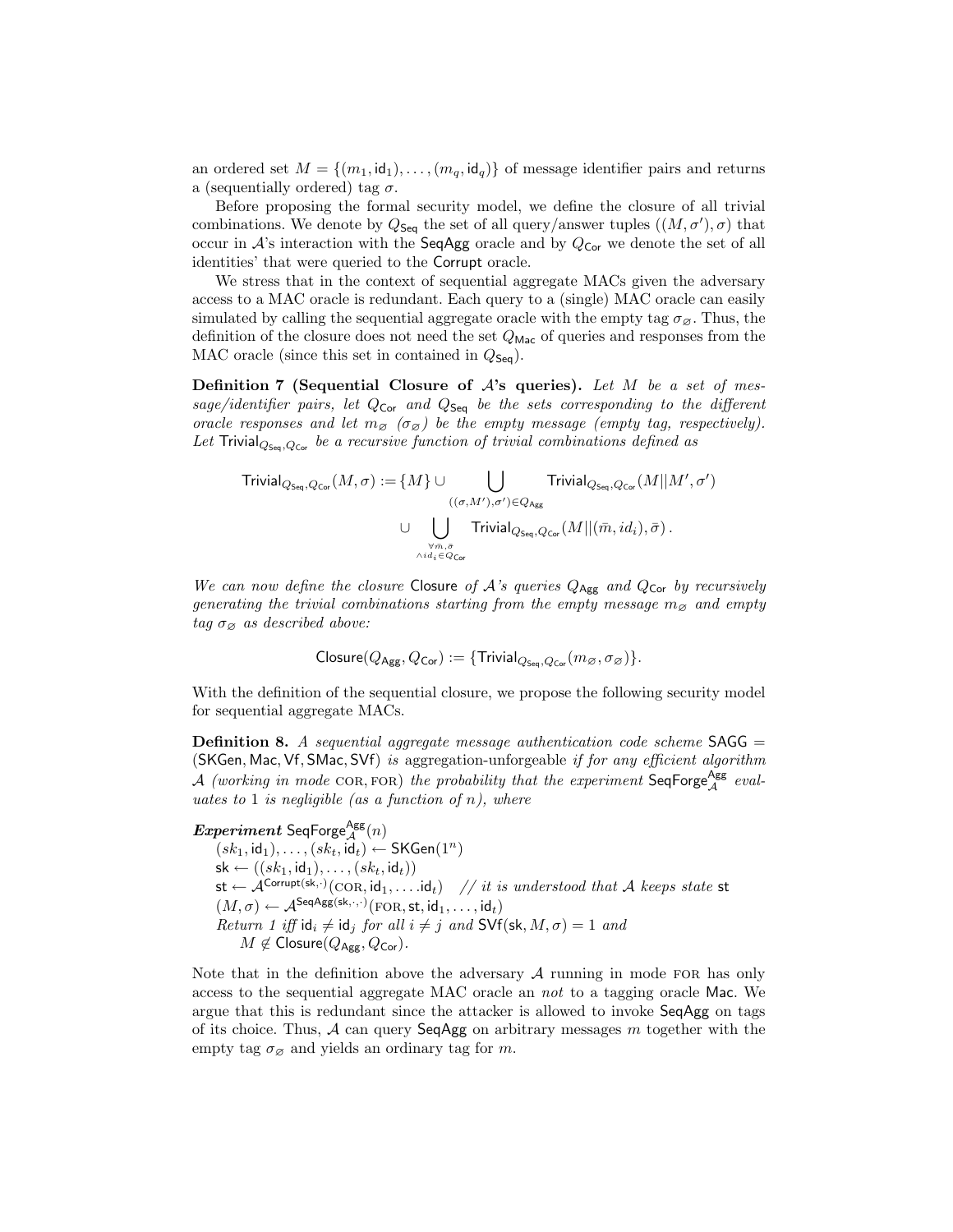an ordered set $M = \{(m_1, \mathsf{id}_1), \ldots, (m_q, \mathsf{id}_q)\}$ of message identifier pairs and returns a (sequentially ordered) tag $\sigma$.

Before proposing the formal security model, we define the closure of all trivial combinations. We denote by $Q_{\mathsf{Seq}}$ the set of all query/answer tuples $((M, \sigma'), \sigma)$ that occur in $\mathcal{A}$'s interaction with the $\mathsf{SeqAgg}$ oracle and by $Q_{\mathsf{Cor}}$ we denote the set of all identities' that were queried to the $\mathsf{Corrupt}$ oracle.

We stress that in the context of sequential aggregate MACs given the adversary access to a MAC oracle is redundant. Each query to a (single) MAC oracle can easily simulated by calling the sequential aggregate oracle with the empty tag $\sigma_{\varnothing}$. Thus, the definition of the closure does not need the set $Q_{\mathsf{Mac}}$ of queries and responses from the MAC oracle (since this set in contained in $Q_{\mathsf{Seq}}$).

**Definition 7 (Sequential Closure of $\mathcal{A}$'s queries).** *Let $M$ be a set of message/identifier pairs, let $Q_{\mathsf{Cor}}$ and $Q_{\mathsf{Seq}}$ be the sets corresponding to the different oracle responses and let $m_{\varnothing}$ ($\sigma_{\varnothing}$) be the empty message (empty tag, respectively). Let $\mathsf{Trivial}_{Q_{\mathsf{Seq}},Q_{\mathsf{Cor}}}$ be a recursive function of trivial combinations defined as*

$$\mathsf{Trivial}_{Q_{\mathsf{Seq}},Q_{\mathsf{Cor}}}(M, \sigma) := \{M\} \cup \bigcup_{((\sigma, M'), \sigma') \in Q_{\mathsf{Agg}}} \mathsf{Trivial}_{Q_{\mathsf{Seq}},Q_{\mathsf{Cor}}}(M||M', \sigma')$$
$$\cup \bigcup_{\substack{\forall \bar{m}, \bar{\sigma} \\ \wedge id_i \in Q_{\mathsf{Cor}}}} \mathsf{Trivial}_{Q_{\mathsf{Seq}},Q_{\mathsf{Cor}}}(M||(\bar{m}, id_i), \bar{\sigma}) \,.$$

*We can now define the closure $\mathsf{Closure}$ of $\mathcal{A}$'s queries $Q_{\mathsf{Agg}}$ and $Q_{\mathsf{Cor}}$ by recursively generating the trivial combinations starting from the empty message $m_{\varnothing}$ and empty tag $\sigma_{\varnothing}$ as described above:*

$$\mathsf{Closure}(Q_{\mathsf{Agg}}, Q_{\mathsf{Cor}}) := \{\mathsf{Trivial}_{Q_{\mathsf{Seq}},Q_{\mathsf{Cor}}}(m_{\varnothing}, \sigma_{\varnothing})\}.$$

With the definition of the sequential closure, we propose the following security model for sequential aggregate MACs.

**Definition 8.** *A sequential aggregate message authentication code scheme $\mathsf{SAGG} = (\mathsf{SKGen}, \mathsf{Mac}, \mathsf{Vf}, \mathsf{SMac}, \mathsf{SVf})$ is* aggregation-unforgeable *if for any efficient algorithm $\mathcal{A}$ (working in mode* COR, FOR*) the probability that the experiment $\mathsf{SeqForge}_{\mathcal{A}}^{\mathsf{Agg}}$ evaluates to 1 is negligible (as a function of $n$), where*

***Experiment*** $\mathsf{SeqForge}_{\mathcal{A}}^{\mathsf{Agg}}(n)$
  $(sk_1, \mathsf{id}_1), \ldots, (sk_t, \mathsf{id}_t) \leftarrow \mathsf{SKGen}(1^n)$
  $\mathsf{sk} \leftarrow ((sk_1, \mathsf{id}_1), \ldots, (sk_t, \mathsf{id}_t))$
  $\mathsf{st} \leftarrow \mathcal{A}^{\mathsf{Corrupt}(\mathsf{sk},\cdot)}(\text{COR}, \mathsf{id}_1, \ldots . \mathsf{id}_t)$ *// it is understood that $\mathcal{A}$ keeps state* $\mathsf{st}$
  $(M, \sigma) \leftarrow \mathcal{A}^{\mathsf{SeqAgg}(\mathsf{sk},\cdot,\cdot)}(\text{FOR}, \mathsf{st}, \mathsf{id}_1, \ldots, \mathsf{id}_t)$
  *Return 1 iff $\mathsf{id}_i \neq \mathsf{id}_j$ for all $i \neq j$ and $\mathsf{SVf}(\mathsf{sk}, M, \sigma) = 1$ and*
    $M \notin \mathsf{Closure}(Q_{\mathsf{Agg}}, Q_{\mathsf{Cor}})$.

Note that in the definition above the adversary $\mathcal{A}$ running in mode FOR has only access to the sequential aggregate MAC oracle an *not* to a tagging oracle $\mathsf{Mac}$. We argue that this is redundant since the attacker is allowed to invoke $\mathsf{SeqAgg}$ on tags of its choice. Thus, $\mathcal{A}$ can query $\mathsf{SeqAgg}$ on arbitrary messages $m$ together with the empty tag $\sigma_{\varnothing}$ and yields an ordinary tag for $m$.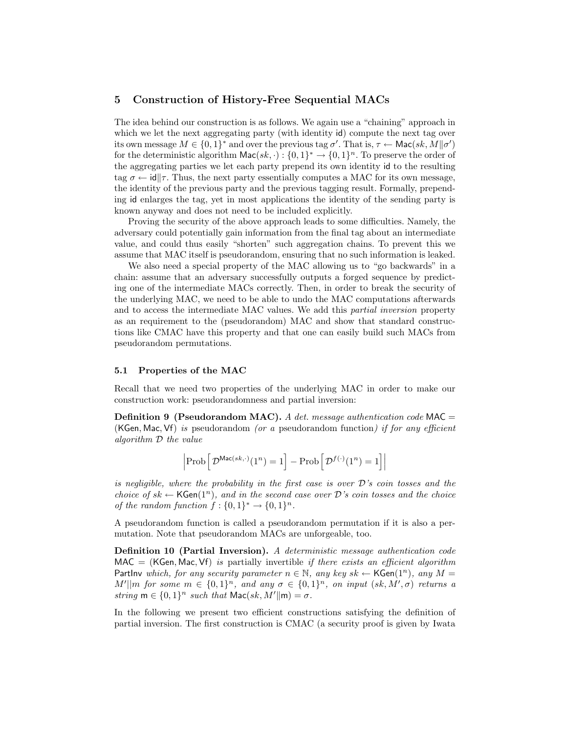## 5 Construction of History-Free Sequential MACs

The idea behind our construction is as follows. We again use a "chaining" approach in which we let the next aggregating party (with identity $\mathsf{id}$) compute the next tag over its own message $M \in \{0,1\}^*$ and over the previous tag $\sigma'$. That is, $\tau \leftarrow \mathsf{Mac}(sk, M\|\sigma')$ for the deterministic algorithm $\mathsf{Mac}(sk, \cdot) : \{0,1\}^* \rightarrow \{0,1\}^n$. To preserve the order of the aggregating parties we let each party prepend its own identity $\mathsf{id}$ to the resulting tag $\sigma \leftarrow \mathsf{id}\|\tau$. Thus, the next party essentially computes a MAC for its own message, the identity of the previous party and the previous tagging result. Formally, prepending $\mathsf{id}$ enlarges the tag, yet in most applications the identity of the sending party is known anyway and does not need to be included explicitly.

Proving the security of the above approach leads to some difficulties. Namely, the adversary could potentially gain information from the final tag about an intermediate value, and could thus easily "shorten" such aggregation chains. To prevent this we assume that MAC itself is pseudorandom, ensuring that no such information is leaked.

We also need a special property of the MAC allowing us to "go backwards" in a chain: assume that an adversary successfully outputs a forged sequence by predicting one of the intermediate MACs correctly. Then, in order to break the security of the underlying MAC, we need to be able to undo the MAC computations afterwards and to access the intermediate MAC values. We add this *partial inversion* property as an requirement to the (pseudorandom) MAC and show that standard constructions like CMAC have this property and that one can easily build such MACs from pseudorandom permutations.

### 5.1 Properties of the MAC

Recall that we need two properties of the underlying MAC in order to make our construction work: pseudorandomness and partial inversion:

**Definition 9 (Pseudorandom MAC).** *A det. message authentication code* $\mathsf{MAC} = (\mathsf{KGen}, \mathsf{Mac}, \mathsf{Vf})$ *is* pseudorandom *(or a* pseudorandom function*) if for any efficient algorithm* $\mathcal{D}$ *the value*

$$\left|\mathrm{Prob}\left[\,\mathcal{D}^{\mathsf{Mac}(sk,\cdot)}(1^n) = 1\right] - \mathrm{Prob}\left[\,\mathcal{D}^{f(\cdot)}(1^n) = 1\right]\right|$$

*is negligible, where the probability in the first case is over* $\mathcal{D}$*'s coin tosses and the choice of* $sk \leftarrow \mathsf{KGen}(1^n)$*, and in the second case over* $\mathcal{D}$*'s coin tosses and the choice of the random function* $f : \{0,1\}^* \rightarrow \{0,1\}^n$*.*

A pseudorandom function is called a pseudorandom permutation if it is also a permutation. Note that pseudorandom MACs are unforgeable, too.

**Definition 10 (Partial Inversion).** *A deterministic message authentication code* $\mathsf{MAC} = (\mathsf{KGen}, \mathsf{Mac}, \mathsf{Vf})$ *is* partially invertible *if there exists an efficient algorithm* $\mathsf{PartInv}$ *which, for any security parameter* $n \in \mathbb{N}$*, any key* $sk \leftarrow \mathsf{KGen}(1^n)$*, any* $M = M'||m$ *for some* $m \in \{0,1\}^n$*, and any* $\sigma \in \{0,1\}^n$*, on input* $(sk, M', \sigma)$ *returns a string* $\mathsf{m} \in \{0,1\}^n$ *such that* $\mathsf{Mac}(sk, M'\|\mathsf{m}) = \sigma$*.*

In the following we present two efficient constructions satisfying the definition of partial inversion. The first construction is CMAC (a security proof is given by Iwata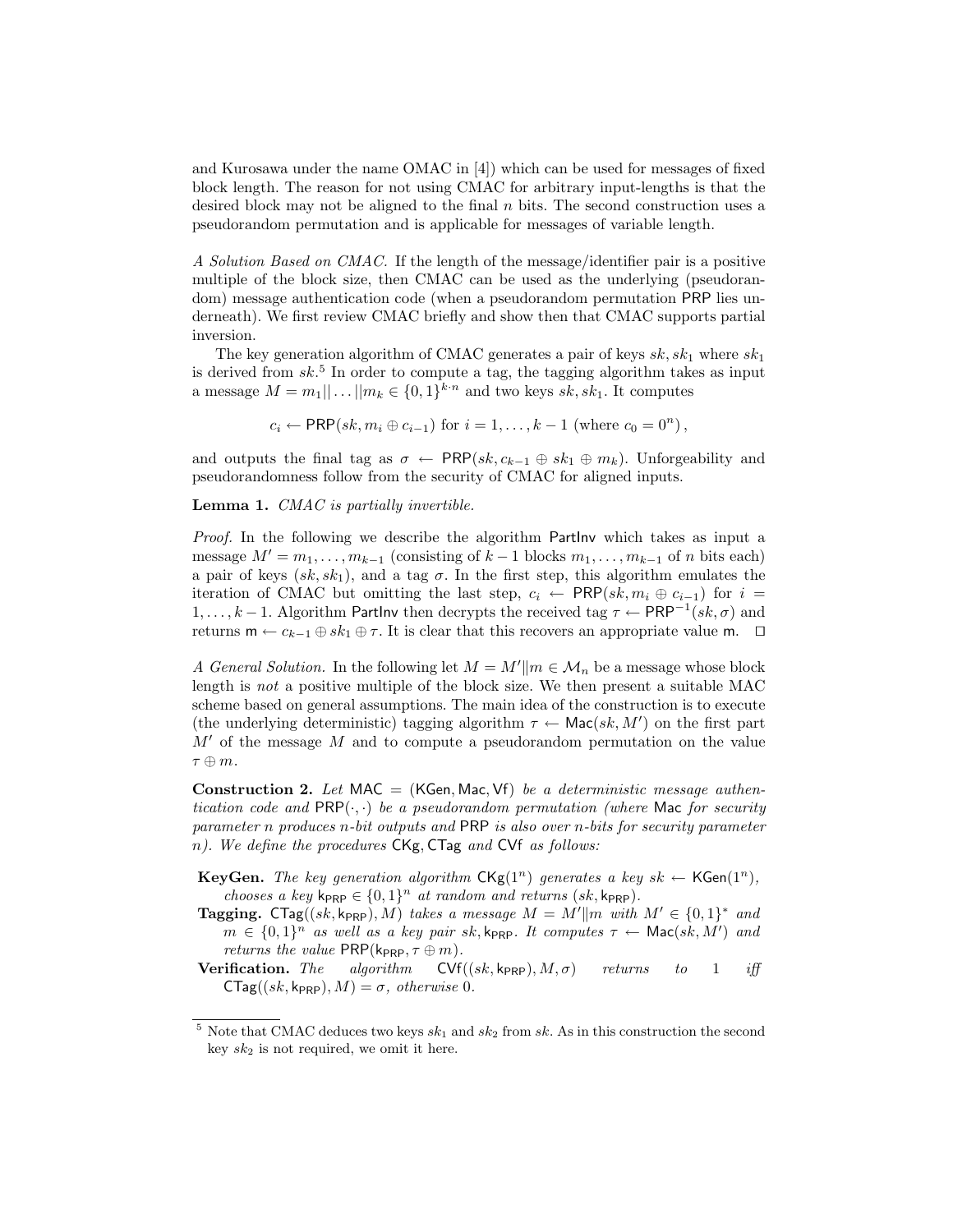and Kurosawa under the name OMAC in [4]) which can be used for messages of fixed block length. The reason for not using CMAC for arbitrary input-lengths is that the desired block may not be aligned to the final $n$ bits. The second construction uses a pseudorandom permutation and is applicable for messages of variable length.

*A Solution Based on CMAC.* If the length of the message/identifier pair is a positive multiple of the block size, then CMAC can be used as the underlying (pseudorandom) message authentication code (when a pseudorandom permutation $\mathsf{PRP}$ lies underneath). We first review CMAC briefly and show then that CMAC supports partial inversion.

The key generation algorithm of CMAC generates a pair of keys $sk, sk_1$ where $sk_1$ is derived from $sk$.[5] In order to compute a tag, the tagging algorithm takes as input a message $M = m_1 || \dots || m_k \in \{0,1\}^{k \cdot n}$ and two keys $sk, sk_1$. It computes

$$c_i \leftarrow \mathsf{PRP}(sk, m_i \oplus c_{i-1}) \text{ for } i = 1, \dots, k-1 \text{ (where } c_0 = 0^n\text{)},$$

and outputs the final tag as $\sigma \leftarrow \mathsf{PRP}(sk, c_{k-1} \oplus sk_1 \oplus m_k)$. Unforgeability and pseudorandomness follow from the security of CMAC for aligned inputs.

**Lemma 1.** *CMAC is partially invertible.*

*Proof.* In the following we describe the algorithm $\mathsf{PartInv}$ which takes as input a message $M' = m_1, \dots, m_{k-1}$ (consisting of $k-1$ blocks $m_1, \dots, m_{k-1}$ of $n$ bits each) a pair of keys $(sk, sk_1)$, and a tag $\sigma$. In the first step, this algorithm emulates the iteration of CMAC but omitting the last step, $c_i \leftarrow \mathsf{PRP}(sk, m_i \oplus c_{i-1})$ for $i = 1, \dots, k-1$. Algorithm $\mathsf{PartInv}$ then decrypts the received tag $\tau \leftarrow \mathsf{PRP}^{-1}(sk, \sigma)$ and returns $\mathsf{m} \leftarrow c_{k-1} \oplus sk_1 \oplus \tau$. It is clear that this recovers an appropriate value $\mathsf{m}$. $\square$

*A General Solution.* In the following let $M = M' \| m \in \mathcal{M}_n$ be a message whose block length is *not* a positive multiple of the block size. We then present a suitable MAC scheme based on general assumptions. The main idea of the construction is to execute (the underlying deterministic) tagging algorithm $\tau \leftarrow \mathsf{Mac}(sk, M')$ on the first part $M'$ of the message $M$ and to compute a pseudorandom permutation on the value $\tau \oplus m$.

**Construction 2.** *Let $\mathsf{MAC} = (\mathsf{KGen}, \mathsf{Mac}, \mathsf{Vf})$ be a deterministic message authentication code and $\mathsf{PRP}(\cdot, \cdot)$ be a pseudorandom permutation (where $\mathsf{Mac}$ for security parameter $n$ produces $n$-bit outputs and $\mathsf{PRP}$ is also over $n$-bits for security parameter $n$). We define the procedures $\mathsf{CKg}, \mathsf{CTag}$ and $\mathsf{CVf}$ as follows:*

- **KeyGen.** *The key generation algorithm $\mathsf{CKg}(1^n)$ generates a key $sk \leftarrow \mathsf{KGen}(1^n)$, chooses a key $\mathsf{k}_{\mathsf{PRP}} \in \{0,1\}^n$ at random and returns $(sk, \mathsf{k}_{\mathsf{PRP}})$.*
- **Tagging.** *$\mathsf{CTag}((sk, \mathsf{k}_{\mathsf{PRP}}), M)$ takes a message $M = M' \| m$ with $M' \in \{0,1\}^*$ and $m \in \{0,1\}^n$ as well as a key pair $sk, \mathsf{k}_{\mathsf{PRP}}$. It computes $\tau \leftarrow \mathsf{Mac}(sk, M')$ and returns the value $\mathsf{PRP}(\mathsf{k}_{\mathsf{PRP}}, \tau \oplus m)$.*
- **Verification.** *The algorithm $\mathsf{CVf}((sk, \mathsf{k}_{\mathsf{PRP}}), M, \sigma)$ returns to 1 iff $\mathsf{CTag}((sk, \mathsf{k}_{\mathsf{PRP}}), M) = \sigma$, otherwise 0.*

[5] Note that CMAC deduces two keys $sk_1$ and $sk_2$ from $sk$. As in this construction the second key $sk_2$ is not required, we omit it here.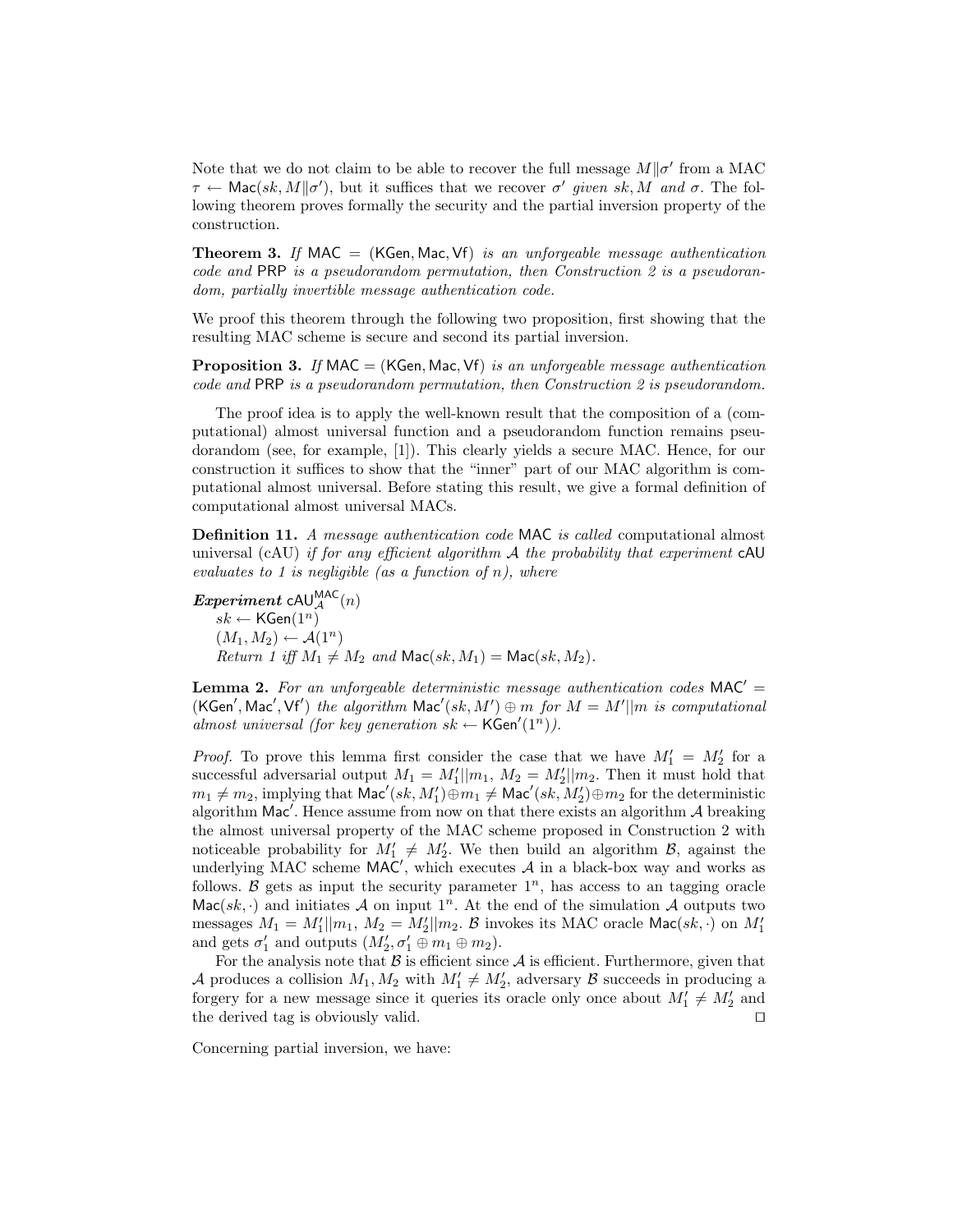Note that we do not claim to be able to recover the full message $M\|\sigma'$ from a MAC $\tau \leftarrow \mathsf{Mac}(sk, M\|\sigma')$, but it suffices that we recover $\sigma'$ *given* $sk, M$ *and* $\sigma$. The following theorem proves formally the security and the partial inversion property of the construction.

**Theorem 3.** *If* $\mathsf{MAC} = (\mathsf{KGen}, \mathsf{Mac}, \mathsf{Vf})$ *is an unforgeable message authentication code and* $\mathsf{PRP}$ *is a pseudorandom permutation, then Construction 2 is a pseudorandom, partially invertible message authentication code.*

We proof this theorem through the following two proposition, first showing that the resulting MAC scheme is secure and second its partial inversion.

**Proposition 3.** *If* $\mathsf{MAC} = (\mathsf{KGen}, \mathsf{Mac}, \mathsf{Vf})$ *is an unforgeable message authentication code and* $\mathsf{PRP}$ *is a pseudorandom permutation, then Construction 2 is pseudorandom.*

The proof idea is to apply the well-known result that the composition of a (computational) almost universal function and a pseudorandom function remains pseudorandom (see, for example, [1]). This clearly yields a secure MAC. Hence, for our construction it suffices to show that the "inner" part of our MAC algorithm is computational almost universal. Before stating this result, we give a formal definition of computational almost universal MACs.

**Definition 11.** *A message authentication code* $\mathsf{MAC}$ *is called* computational almost universal *(cAU) if for any efficient algorithm* $\mathcal{A}$ *the probability that experiment* $\mathsf{cAU}$ *evaluates to 1 is negligible (as a function of* $n$*), where*

***Experiment*** $\mathsf{cAU}_{\mathcal{A}}^{\mathsf{MAC}}(n)$
  $sk \leftarrow \mathsf{KGen}(1^n)$
  $(M_1, M_2) \leftarrow \mathcal{A}(1^n)$
  *Return 1 iff* $M_1 \neq M_2$ *and* $\mathsf{Mac}(sk, M_1) = \mathsf{Mac}(sk, M_2)$.

**Lemma 2.** *For an unforgeable deterministic message authentication codes* $\mathsf{MAC}' = (\mathsf{KGen}', \mathsf{Mac}', \mathsf{Vf}')$ *the algorithm* $\mathsf{Mac}'(sk, M') \oplus m$ *for* $M = M'||m$ *is computational almost universal (for key generation* $sk \leftarrow \mathsf{KGen}'(1^n)$*).*

*Proof.* To prove this lemma first consider the case that we have $M_1' = M_2'$ for a successful adversarial output $M_1 = M_1'||m_1$, $M_2 = M_2'||m_2$. Then it must hold that $m_1 \neq m_2$, implying that $\mathsf{Mac}'(sk, M_1') \oplus m_1 \neq \mathsf{Mac}'(sk, M_2') \oplus m_2$ for the deterministic algorithm $\mathsf{Mac}'$. Hence assume from now on that there exists an algorithm $\mathcal{A}$ breaking the almost universal property of the MAC scheme proposed in Construction 2 with noticeable probability for $M_1' \neq M_2'$. We then build an algorithm $\mathcal{B}$, against the underlying MAC scheme $\mathsf{MAC}'$, which executes $\mathcal{A}$ in a black-box way and works as follows. $\mathcal{B}$ gets as input the security parameter $1^n$, has access to an tagging oracle $\mathsf{Mac}(sk, \cdot)$ and initiates $\mathcal{A}$ on input $1^n$. At the end of the simulation $\mathcal{A}$ outputs two messages $M_1 = M_1'||m_1$, $M_2 = M_2'||m_2$. $\mathcal{B}$ invokes its MAC oracle $\mathsf{Mac}(sk, \cdot)$ on $M_1'$ and gets $\sigma_1'$ and outputs $(M_2', \sigma_1' \oplus m_1 \oplus m_2)$.

For the analysis note that $\mathcal{B}$ is efficient since $\mathcal{A}$ is efficient. Furthermore, given that $\mathcal{A}$ produces a collision $M_1, M_2$ with $M_1' \neq M_2'$, adversary $\mathcal{B}$ succeeds in producing a forgery for a new message since it queries its oracle only once about $M_1' \neq M_2'$ and the derived tag is obviously valid. $\square$

Concerning partial inversion, we have: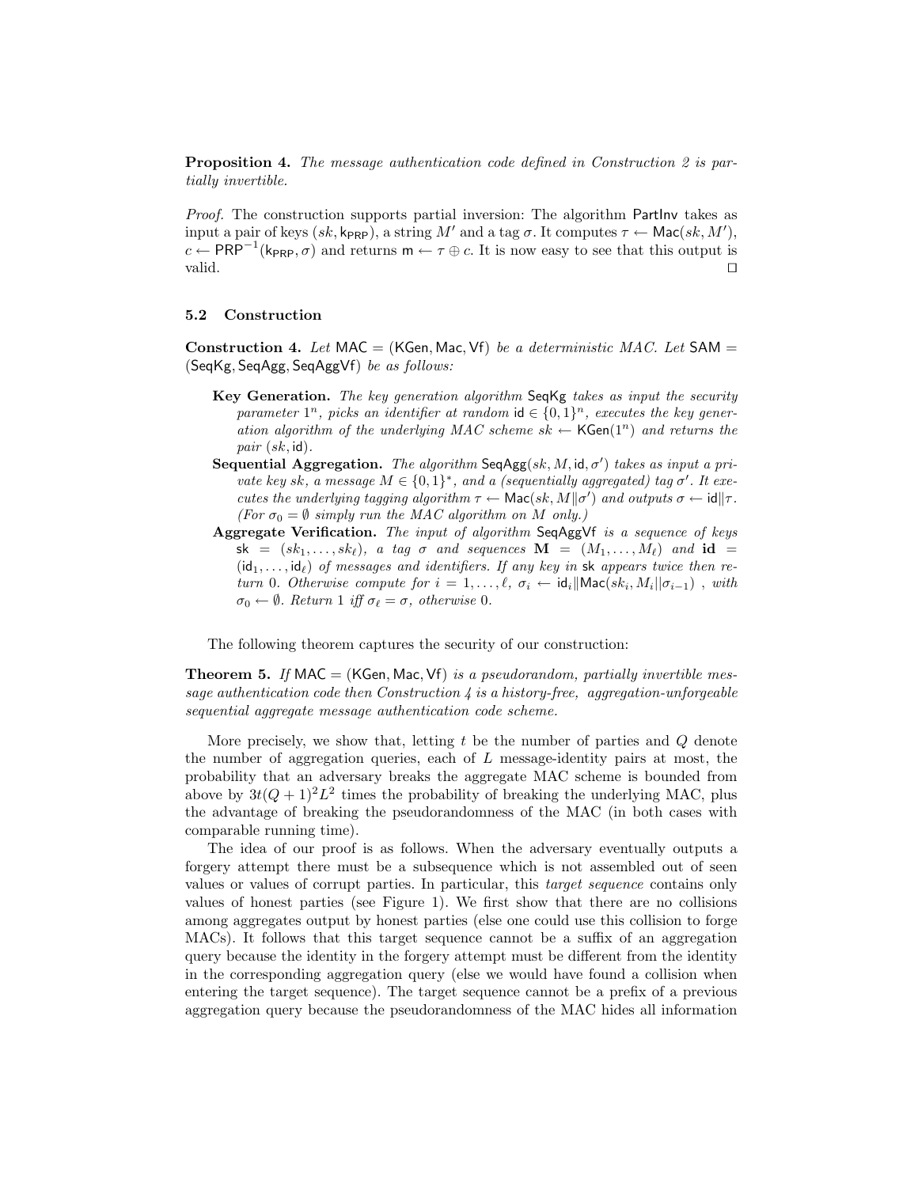**Proposition 4.** *The message authentication code defined in Construction 2 is partially invertible.*

*Proof.* The construction supports partial inversion: The algorithm $\mathsf{PartInv}$ takes as input a pair of keys $(sk, \mathsf{k}_{\mathsf{PRP}})$, a string $M'$ and a tag $\sigma$. It computes $\tau \leftarrow \mathsf{Mac}(sk, M')$, $c \leftarrow \mathsf{PRP}^{-1}(\mathsf{k}_{\mathsf{PRP}}, \sigma)$ and returns $\mathsf{m} \leftarrow \tau \oplus c$. It is now easy to see that this output is valid. ☐

### 5.2 Construction

**Construction 4.** *Let $\mathsf{MAC} = (\mathsf{KGen}, \mathsf{Mac}, \mathsf{Vf})$ be a deterministic MAC. Let $\mathsf{SAM} = (\mathsf{SeqKg}, \mathsf{SeqAgg}, \mathsf{SeqAggVf})$ be as follows:*

- **Key Generation.** *The key generation algorithm $\mathsf{SeqKg}$ takes as input the security parameter $1^n$, picks an identifier at random $\mathsf{id} \in \{0,1\}^n$, executes the key generation algorithm of the underlying MAC scheme $sk \leftarrow \mathsf{KGen}(1^n)$ and returns the pair $(sk, \mathsf{id})$.*
- **Sequential Aggregation.** *The algorithm $\mathsf{SeqAgg}(sk, M, \mathsf{id}, \sigma')$ takes as input a private key $sk$, a message $M \in \{0,1\}^*$, and a (sequentially aggregated) tag $\sigma'$. It executes the underlying tagging algorithm $\tau \leftarrow \mathsf{Mac}(sk, M\|\sigma')$ and outputs $\sigma \leftarrow \mathsf{id}\|\tau$. (For $\sigma_0 = \emptyset$ simply run the MAC algorithm on $M$ only.)*
- **Aggregate Verification.** *The input of algorithm $\mathsf{SeqAggVf}$ is a sequence of keys $\mathsf{sk} = (sk_1, \ldots, sk_\ell)$, a tag $\sigma$ and sequences $\mathbf{M} = (M_1, \ldots, M_\ell)$ and $\mathbf{id} = (\mathsf{id}_1, \ldots, \mathsf{id}_\ell)$ of messages and identifiers. If any key in $\mathsf{sk}$ appears twice then return 0. Otherwise compute for $i = 1, \ldots, \ell$, $\sigma_i \leftarrow \mathsf{id}_i\|\mathsf{Mac}(sk_i, M_i||\sigma_{i-1})$ , with $\sigma_0 \leftarrow \emptyset$. Return 1 iff $\sigma_\ell = \sigma$, otherwise 0.*

The following theorem captures the security of our construction:

**Theorem 5.** *If $\mathsf{MAC} = (\mathsf{KGen}, \mathsf{Mac}, \mathsf{Vf})$ is a pseudorandom, partially invertible message authentication code then Construction 4 is a history-free, aggregation-unforgeable sequential aggregate message authentication code scheme.*

More precisely, we show that, letting $t$ be the number of parties and $Q$ denote the number of aggregation queries, each of $L$ message-identity pairs at most, the probability that an adversary breaks the aggregate MAC scheme is bounded from above by $3t(Q+1)^2L^2$ times the probability of breaking the underlying MAC, plus the advantage of breaking the pseudorandomness of the MAC (in both cases with comparable running time).

The idea of our proof is as follows. When the adversary eventually outputs a forgery attempt there must be a subsequence which is not assembled out of seen values or values of corrupt parties. In particular, this *target sequence* contains only values of honest parties (see Figure 1). We first show that there are no collisions among aggregates output by honest parties (else one could use this collision to forge MACs). It follows that this target sequence cannot be a suffix of an aggregation query because the identity in the forgery attempt must be different from the identity in the corresponding aggregation query (else we would have found a collision when entering the target sequence). The target sequence cannot be a prefix of a previous aggregation query because the pseudorandomness of the MAC hides all information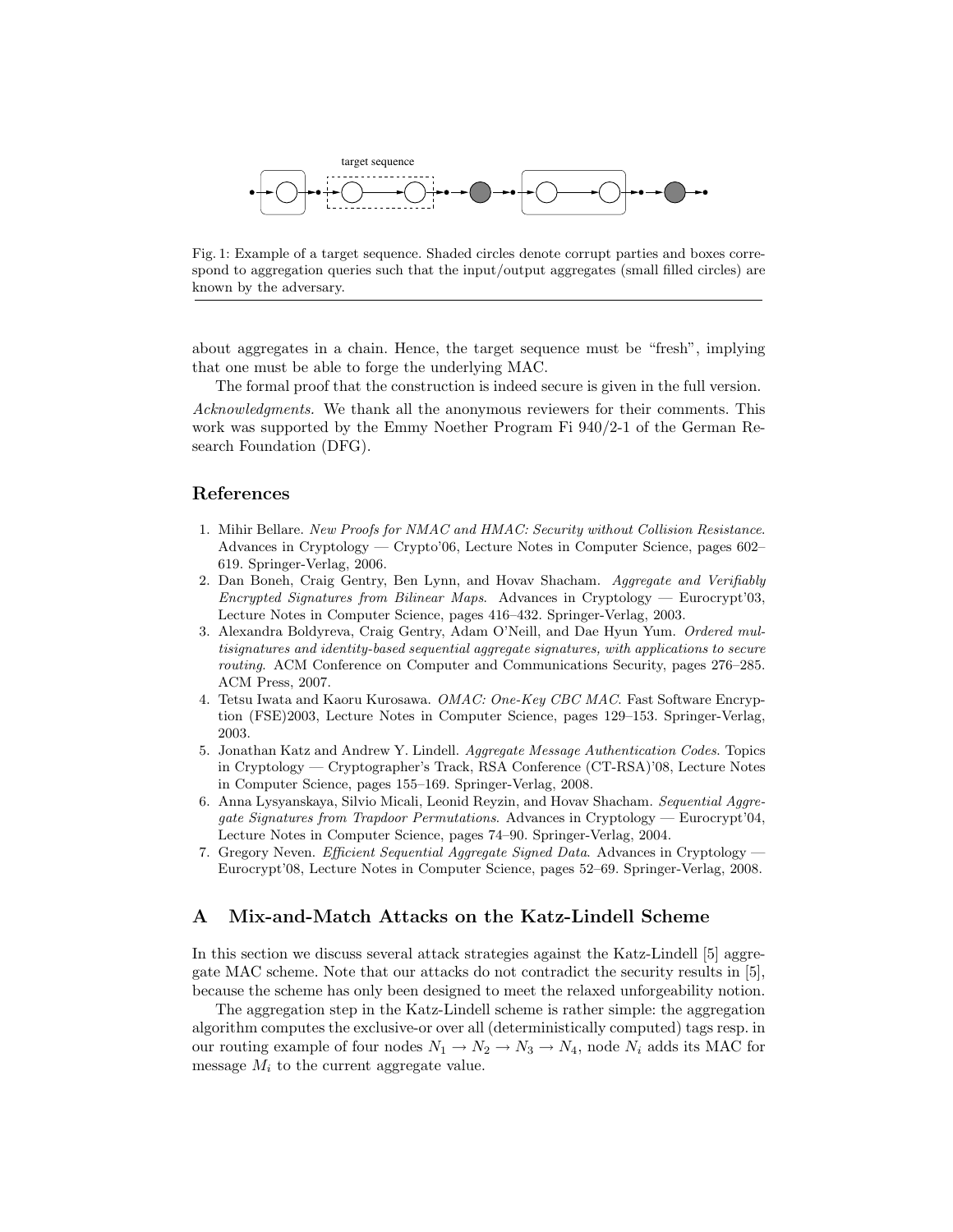Fig. 1: Example of a target sequence. Shaded circles denote corrupt parties and boxes correspond to aggregation queries such that the input/output aggregates (small filled circles) are known by the adversary.

about aggregates in a chain. Hence, the target sequence must be "fresh", implying that one must be able to forge the underlying MAC.

The formal proof that the construction is indeed secure is given in the full version.

*Acknowledgments.* We thank all the anonymous reviewers for their comments. This work was supported by the Emmy Noether Program Fi 940/2-1 of the German Research Foundation (DFG).

## References

1. Mihir Bellare. *New Proofs for NMAC and HMAC: Security without Collision Resistance*. Advances in Cryptology — Crypto'06, Lecture Notes in Computer Science, pages 602–619. Springer-Verlag, 2006.
2. Dan Boneh, Craig Gentry, Ben Lynn, and Hovav Shacham. *Aggregate and Verifiably Encrypted Signatures from Bilinear Maps*. Advances in Cryptology — Eurocrypt'03, Lecture Notes in Computer Science, pages 416–432. Springer-Verlag, 2003.
3. Alexandra Boldyreva, Craig Gentry, Adam O'Neill, and Dae Hyun Yum. *Ordered multisignatures and identity-based sequential aggregate signatures, with applications to secure routing*. ACM Conference on Computer and Communications Security, pages 276–285. ACM Press, 2007.
4. Tetsu Iwata and Kaoru Kurosawa. *OMAC: One-Key CBC MAC*. Fast Software Encryption (FSE)2003, Lecture Notes in Computer Science, pages 129–153. Springer-Verlag, 2003.
5. Jonathan Katz and Andrew Y. Lindell. *Aggregate Message Authentication Codes*. Topics in Cryptology — Cryptographer's Track, RSA Conference (CT-RSA)'08, Lecture Notes in Computer Science, pages 155–169. Springer-Verlag, 2008.
6. Anna Lysyanskaya, Silvio Micali, Leonid Reyzin, and Hovav Shacham. *Sequential Aggregate Signatures from Trapdoor Permutations*. Advances in Cryptology — Eurocrypt'04, Lecture Notes in Computer Science, pages 74–90. Springer-Verlag, 2004.
7. Gregory Neven. *Efficient Sequential Aggregate Signed Data*. Advances in Cryptology — Eurocrypt'08, Lecture Notes in Computer Science, pages 52–69. Springer-Verlag, 2008.

## A Mix-and-Match Attacks on the Katz-Lindell Scheme

In this section we discuss several attack strategies against the Katz-Lindell [5] aggregate MAC scheme. Note that our attacks do not contradict the security results in [5], because the scheme has only been designed to meet the relaxed unforgeability notion.

The aggregation step in the Katz-Lindell scheme is rather simple: the aggregation algorithm computes the exclusive-or over all (deterministically computed) tags resp. in our routing example of four nodes $N_1 \rightarrow N_2 \rightarrow N_3 \rightarrow N_4$, node $N_i$ adds its MAC for message $M_i$ to the current aggregate value.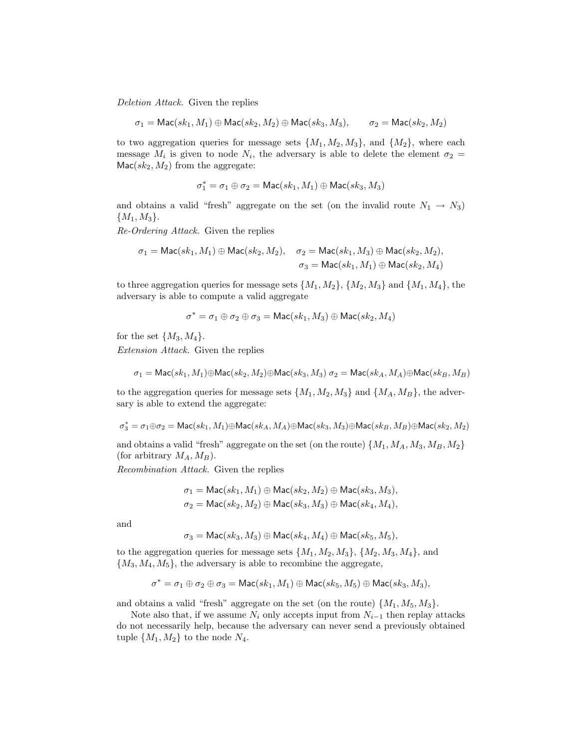*Deletion Attack.* Given the replies

$$\sigma_1 = \mathsf{Mac}(sk_1, M_1) \oplus \mathsf{Mac}(sk_2, M_2) \oplus \mathsf{Mac}(sk_3, M_3), \qquad \sigma_2 = \mathsf{Mac}(sk_2, M_2)$$

to two aggregation queries for message sets $\{M_1, M_2, M_3\}$, and $\{M_2\}$, where each message $M_i$ is given to node $N_i$, the adversary is able to delete the element $\sigma_2 = \mathsf{Mac}(sk_2, M_2)$ from the aggregate:

$$\sigma_1^* = \sigma_1 \oplus \sigma_2 = \mathsf{Mac}(sk_1, M_1) \oplus \mathsf{Mac}(sk_3, M_3)$$

and obtains a valid "fresh" aggregate on the set (on the invalid route $N_1 \to N_3$) $\{M_1, M_3\}$.

*Re-Ordering Attack.* Given the replies

$$\sigma_1 = \mathsf{Mac}(sk_1, M_1) \oplus \mathsf{Mac}(sk_2, M_2), \quad \sigma_2 = \mathsf{Mac}(sk_1, M_3) \oplus \mathsf{Mac}(sk_2, M_2),$$
$$\sigma_3 = \mathsf{Mac}(sk_1, M_1) \oplus \mathsf{Mac}(sk_2, M_4)$$

to three aggregation queries for message sets $\{M_1, M_2\}$, $\{M_2, M_3\}$ and $\{M_1, M_4\}$, the adversary is able to compute a valid aggregate

$$\sigma^* = \sigma_1 \oplus \sigma_2 \oplus \sigma_3 = \mathsf{Mac}(sk_1, M_3) \oplus \mathsf{Mac}(sk_2, M_4)$$

for the set $\{M_3, M_4\}$.

*Extension Attack.* Given the replies

$$\sigma_1 = \mathsf{Mac}(sk_1, M_1) \oplus \mathsf{Mac}(sk_2, M_2) \oplus \mathsf{Mac}(sk_3, M_3) \; \sigma_2 = \mathsf{Mac}(sk_A, M_A) \oplus \mathsf{Mac}(sk_B, M_B)$$

to the aggregation queries for message sets $\{M_1, M_2, M_3\}$ and $\{M_A, M_B\}$, the adversary is able to extend the aggregate:

$$\sigma_3^* = \sigma_1 \oplus \sigma_2 = \mathsf{Mac}(sk_1, M_1) \oplus \mathsf{Mac}(sk_A, M_A) \oplus \mathsf{Mac}(sk_3, M_3) \oplus \mathsf{Mac}(sk_B, M_B) \oplus \mathsf{Mac}(sk_2, M_2)$$

and obtains a valid "fresh" aggregate on the set (on the route) $\{M_1, M_A, M_3, M_B, M_2\}$ (for arbitrary $M_A, M_B$).

*Recombination Attack.* Given the replies

$$\sigma_1 = \mathsf{Mac}(sk_1, M_1) \oplus \mathsf{Mac}(sk_2, M_2) \oplus \mathsf{Mac}(sk_3, M_3),$$
$$\sigma_2 = \mathsf{Mac}(sk_2, M_2) \oplus \mathsf{Mac}(sk_3, M_3) \oplus \mathsf{Mac}(sk_4, M_4),$$

and

$$\sigma_3 = \mathsf{Mac}(sk_3, M_3) \oplus \mathsf{Mac}(sk_4, M_4) \oplus \mathsf{Mac}(sk_5, M_5),$$

to the aggregation queries for message sets $\{M_1, M_2, M_3\}$, $\{M_2, M_3, M_4\}$, and $\{M_3, M_4, M_5\}$, the adversary is able to recombine the aggregate,

$$\sigma^* = \sigma_1 \oplus \sigma_2 \oplus \sigma_3 = \mathsf{Mac}(sk_1, M_1) \oplus \mathsf{Mac}(sk_5, M_5) \oplus \mathsf{Mac}(sk_3, M_3),$$

and obtains a valid "fresh" aggregate on the set (on the route) $\{M_1, M_5, M_3\}$.

Note also that, if we assume $N_i$ only accepts input from $N_{i-1}$ then replay attacks do not necessarily help, because the adversary can never send a previously obtained tuple $\{M_1, M_2\}$ to the node $N_4$.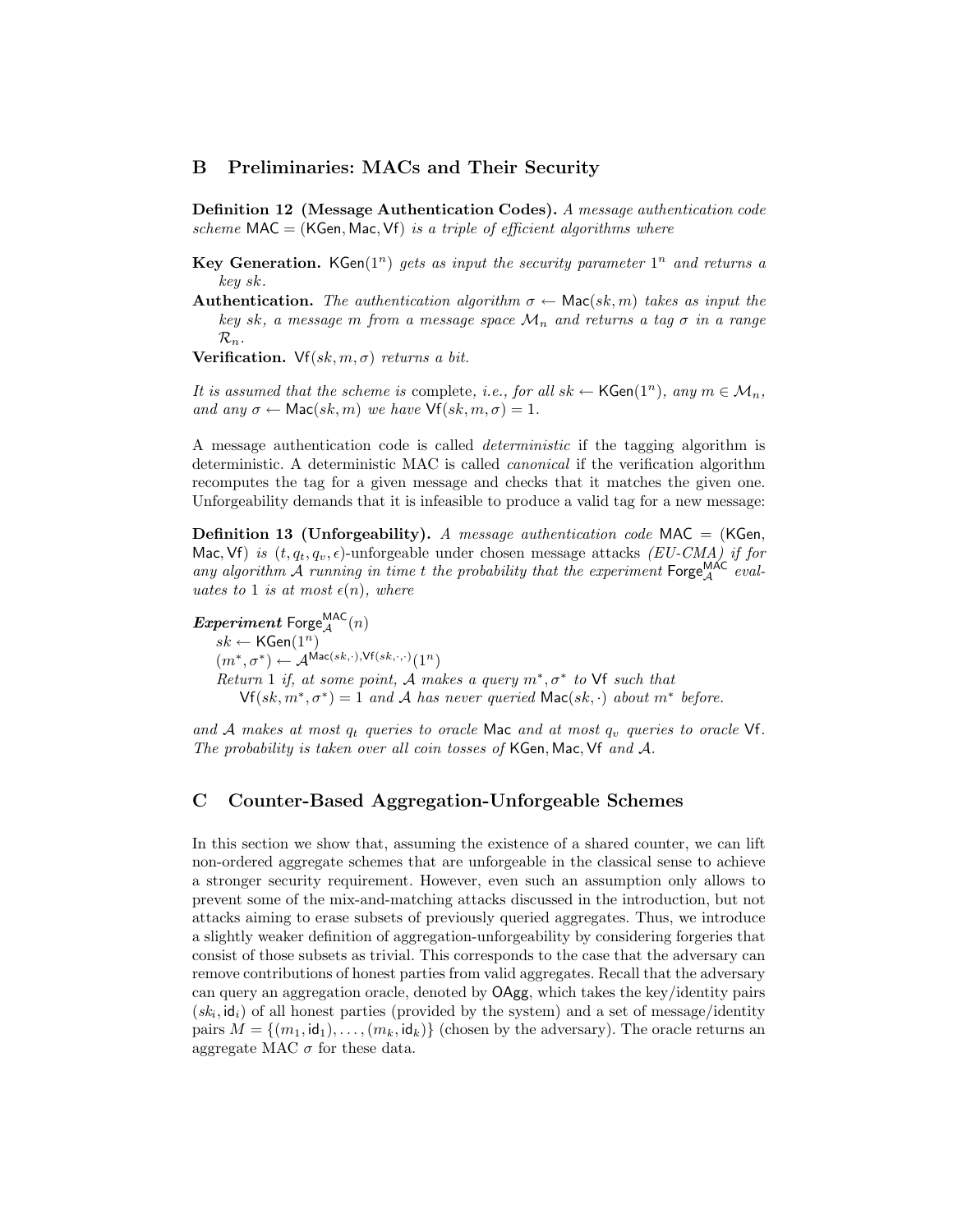## B Preliminaries: MACs and Their Security

**Definition 12 (Message Authentication Codes).** *A message authentication code scheme* $\mathsf{MAC} = (\mathsf{KGen}, \mathsf{Mac}, \mathsf{Vf})$ *is a triple of efficient algorithms where*

**Key Generation.** $\mathsf{KGen}(1^n)$ *gets as input the security parameter* $1^n$ *and returns a key* $sk$.

**Authentication.** *The authentication algorithm* $\sigma \leftarrow \mathsf{Mac}(sk, m)$ *takes as input the key* $sk$*, a message* $m$ *from a message space* $\mathcal{M}_n$ *and returns a tag* $\sigma$ *in a range* $\mathcal{R}_n$.

**Verification.** $\mathsf{Vf}(sk, m, \sigma)$ *returns a bit.*

*It is assumed that the scheme is* complete*, i.e., for all* $sk \leftarrow \mathsf{KGen}(1^n)$*, any* $m \in \mathcal{M}_n$*, and any* $\sigma \leftarrow \mathsf{Mac}(sk, m)$ *we have* $\mathsf{Vf}(sk, m, \sigma) = 1$.

A message authentication code is called *deterministic* if the tagging algorithm is deterministic. A deterministic MAC is called *canonical* if the verification algorithm recomputes the tag for a given message and checks that it matches the given one. Unforgeability demands that it is infeasible to produce a valid tag for a new message:

**Definition 13 (Unforgeability).** *A message authentication code* $\mathsf{MAC} = (\mathsf{KGen}, \mathsf{Mac}, \mathsf{Vf})$ *is* $(t, q_t, q_v, \epsilon)$*-unforgeable under chosen message attacks (EU-CMA) if for any algorithm* $\mathcal{A}$ *running in time* $t$ *the probability that the experiment* $\mathsf{Forge}_{\mathcal{A}}^{\mathsf{MAC}}$ *evaluates to* 1 *is at most* $\epsilon(n)$*, where*

***Experiment*** $\mathsf{Forge}_{\mathcal{A}}^{\mathsf{MAC}}(n)$
$sk \leftarrow \mathsf{KGen}(1^n)$
$(m^*, \sigma^*) \leftarrow \mathcal{A}^{\mathsf{Mac}(sk,\cdot),\mathsf{Vf}(sk,\cdot,\cdot)}(1^n)$
*Return* 1 *if, at some point,* $\mathcal{A}$ *makes a query* $m^*, \sigma^*$ *to* $\mathsf{Vf}$ *such that* $\mathsf{Vf}(sk, m^*, \sigma^*) = 1$ *and* $\mathcal{A}$ *has never queried* $\mathsf{Mac}(sk, \cdot)$ *about* $m^*$ *before.*

*and* $\mathcal{A}$ *makes at most* $q_t$ *queries to oracle* $\mathsf{Mac}$ *and at most* $q_v$ *queries to oracle* $\mathsf{Vf}$*. The probability is taken over all coin tosses of* $\mathsf{KGen}, \mathsf{Mac}, \mathsf{Vf}$ *and* $\mathcal{A}$.

## C Counter-Based Aggregation-Unforgeable Schemes

In this section we show that, assuming the existence of a shared counter, we can lift non-ordered aggregate schemes that are unforgeable in the classical sense to achieve a stronger security requirement. However, even such an assumption only allows to prevent some of the mix-and-matching attacks discussed in the introduction, but not attacks aiming to erase subsets of previously queried aggregates. Thus, we introduce a slightly weaker definition of aggregation-unforgeability by considering forgeries that consist of those subsets as trivial. This corresponds to the case that the adversary can remove contributions of honest parties from valid aggregates. Recall that the adversary can query an aggregation oracle, denoted by $\mathsf{OAgg}$, which takes the key/identity pairs $(sk_i, \mathsf{id}_i)$ of all honest parties (provided by the system) and a set of message/identity pairs $M = \{(m_1, \mathsf{id}_1), \ldots, (m_k, \mathsf{id}_k)\}$ (chosen by the adversary). The oracle returns an aggregate MAC $\sigma$ for these data.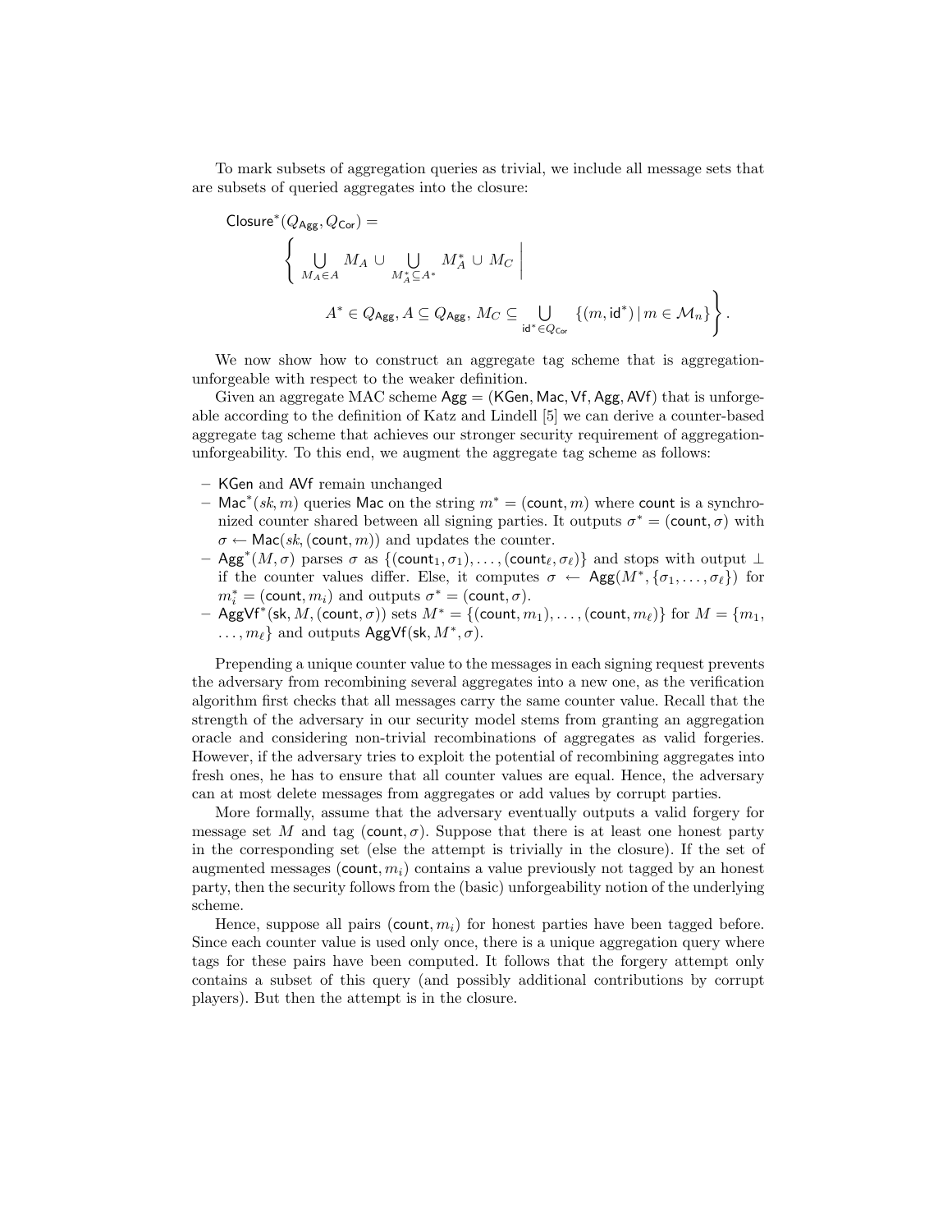To mark subsets of aggregation queries as trivial, we include all message sets that are subsets of queried aggregates into the closure:

$$\mathsf{Closure}^*(Q_{\mathsf{Agg}}, Q_{\mathsf{Cor}}) = \left\{ \bigcup_{M_A \in A} M_A \cup \bigcup_{M_A^* \subseteq A^*} M_A^* \cup M_C \;\middle|\; A^* \in Q_{\mathsf{Agg}}, A \subseteq Q_{\mathsf{Agg}},\, M_C \subseteq \bigcup_{\mathsf{id}^* \in Q_{\mathsf{Cor}}} \{(m, \mathsf{id}^*) \,|\, m \in \mathcal{M}_n\} \right\}.$$

We now show how to construct an aggregate tag scheme that is aggregation-unforgeable with respect to the weaker definition.

Given an aggregate MAC scheme $\mathsf{Agg} = (\mathsf{KGen}, \mathsf{Mac}, \mathsf{Vf}, \mathsf{Agg}, \mathsf{AVf})$ that is unforgeable according to the definition of Katz and Lindell [5] we can derive a counter-based aggregate tag scheme that achieves our stronger security requirement of aggregation-unforgeability. To this end, we augment the aggregate tag scheme as follows:

- $\mathsf{KGen}$ and $\mathsf{AVf}$ remain unchanged
- $\mathsf{Mac}^*(sk, m)$ queries $\mathsf{Mac}$ on the string $m^* = (\mathsf{count}, m)$ where $\mathsf{count}$ is a synchronized counter shared between all signing parties. It outputs $\sigma^* = (\mathsf{count}, \sigma)$ with $\sigma \leftarrow \mathsf{Mac}(sk, (\mathsf{count}, m))$ and updates the counter.
- $\mathsf{Agg}^*(M, \sigma)$ parses $\sigma$ as $\{(\mathsf{count}_1, \sigma_1), \ldots, (\mathsf{count}_\ell, \sigma_\ell)\}$ and stops with output $\perp$ if the counter values differ. Else, it computes $\sigma \leftarrow \mathsf{Agg}(M^*, \{\sigma_1, \ldots, \sigma_\ell\})$ for $m_i^* = (\mathsf{count}, m_i)$ and outputs $\sigma^* = (\mathsf{count}, \sigma)$.
- $\mathsf{AggVf}^*(\mathsf{sk}, M, (\mathsf{count}, \sigma))$ sets $M^* = \{(\mathsf{count}, m_1), \ldots, (\mathsf{count}, m_\ell)\}$ for $M = \{m_1, \ldots, m_\ell\}$ and outputs $\mathsf{AggVf}(\mathsf{sk}, M^*, \sigma)$.

Prepending a unique counter value to the messages in each signing request prevents the adversary from recombining several aggregates into a new one, as the verification algorithm first checks that all messages carry the same counter value. Recall that the strength of the adversary in our security model stems from granting an aggregation oracle and considering non-trivial recombinations of aggregates as valid forgeries. However, if the adversary tries to exploit the potential of recombining aggregates into fresh ones, he has to ensure that all counter values are equal. Hence, the adversary can at most delete messages from aggregates or add values by corrupt parties.

More formally, assume that the adversary eventually outputs a valid forgery for message set $M$ and tag $(\mathsf{count}, \sigma)$. Suppose that there is at least one honest party in the corresponding set (else the attempt is trivially in the closure). If the set of augmented messages $(\mathsf{count}, m_i)$ contains a value previously not tagged by an honest party, then the security follows from the (basic) unforgeability notion of the underlying scheme.

Hence, suppose all pairs $(\mathsf{count}, m_i)$ for honest parties have been tagged before. Since each counter value is used only once, there is a unique aggregation query where tags for these pairs have been computed. It follows that the forgery attempt only contains a subset of this query (and possibly additional contributions by corrupt players). But then the attempt is in the closure.